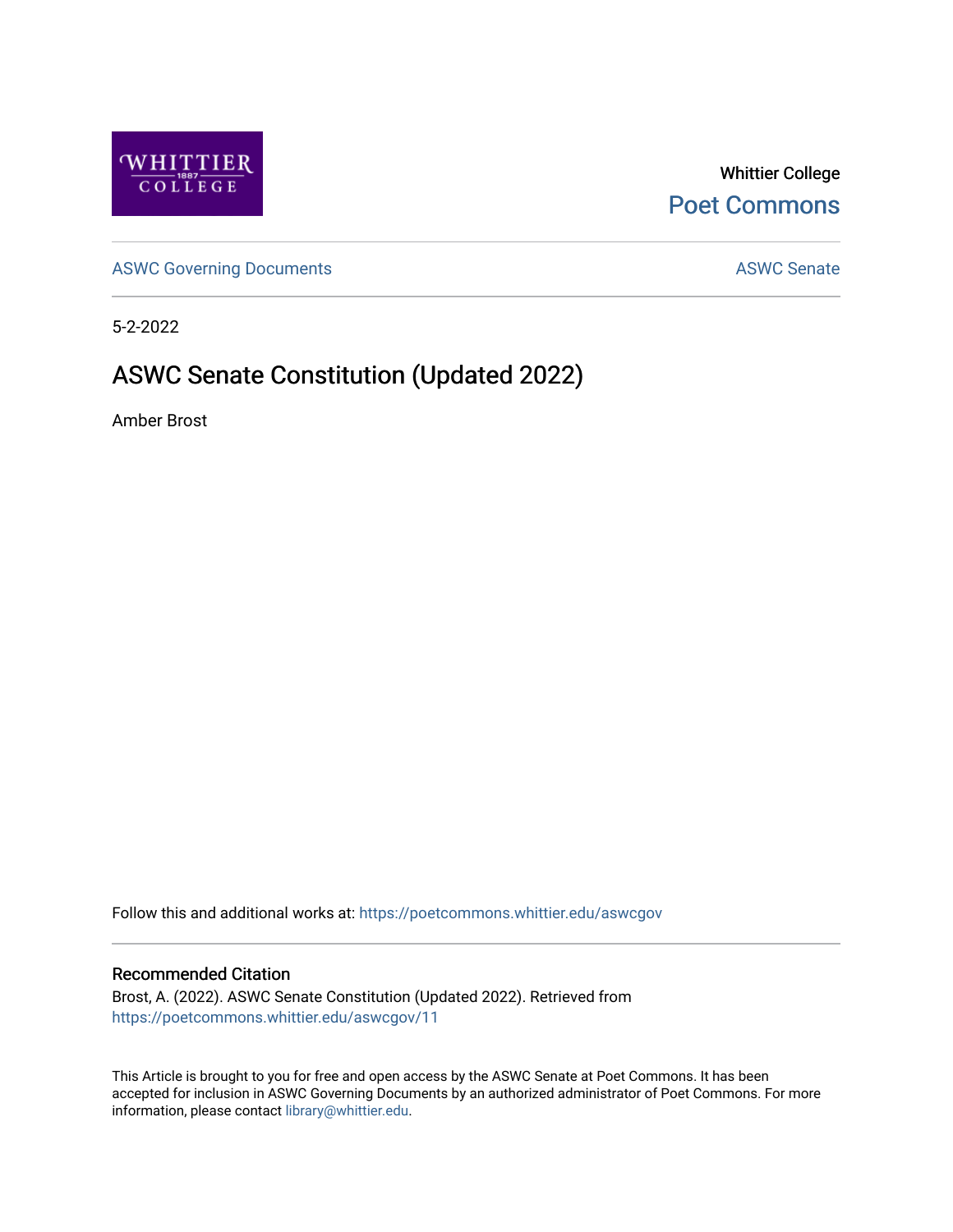Whittier College

Poet Commons

ASWC Governing Documents

ASWC Senate

5-2-2022

# ASWC Senate Constitution (Updated 2022)

Amber Brost

Follow this and additional works at: https://poetcommons.whittier.edu/aswcgov

## Recommended Citation

Brost, A. (2022). ASWC Senate Constitution (Updated 2022). Retrieved from https://poetcommons.whittier.edu/aswcgov/11

This Article is brought to you for free and open access by the ASWC Senate at Poet Commons. It has been accepted for inclusion in ASWC Governing Documents by an authorized administrator of Poet Commons. For more information, please contact library@whittier.edu.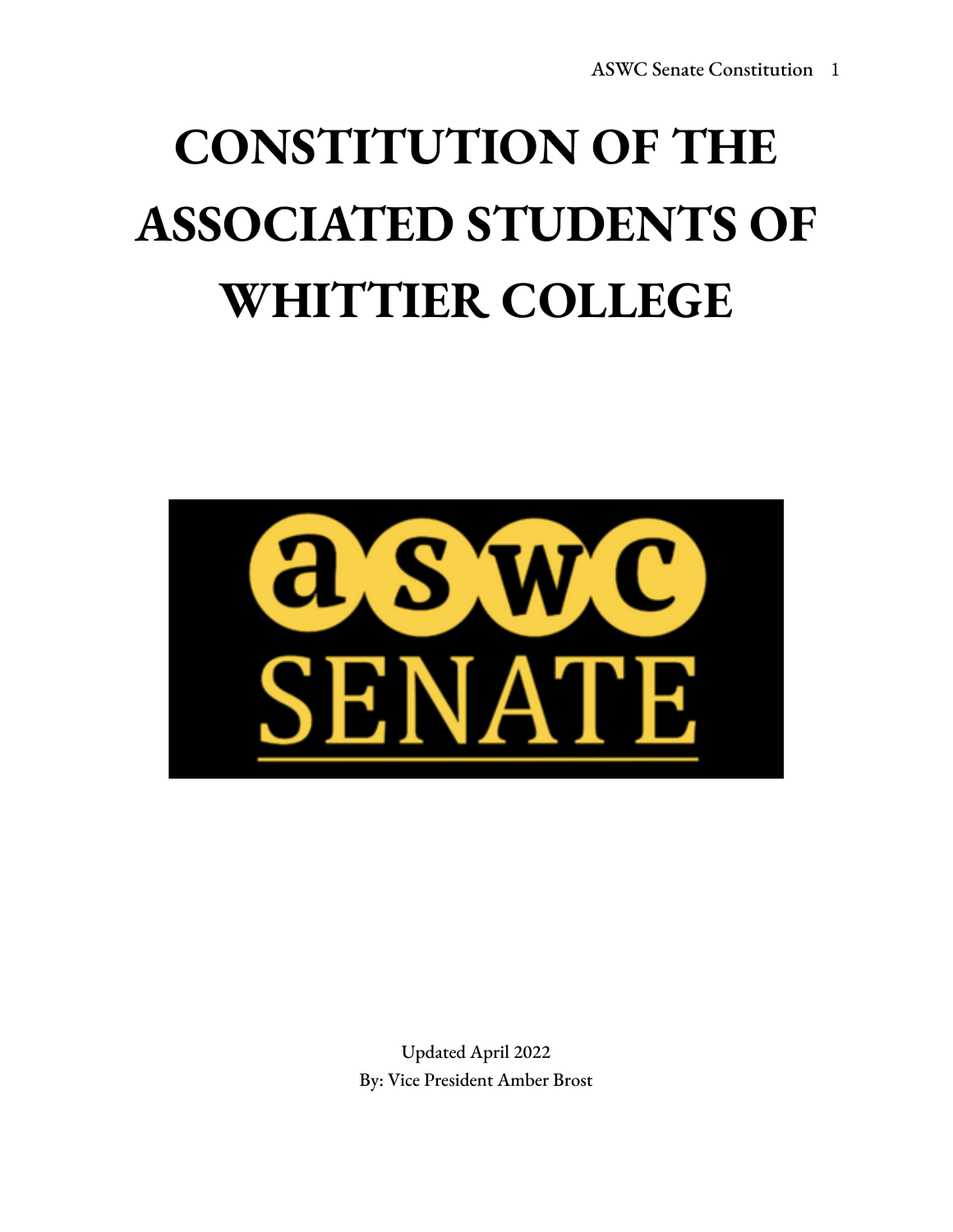# CONSTITUTION OF THE ASSOCIATED STUDENTS OF WHITTIER COLLEGE

aswc SENATE

Updated April 2022

By: Vice President Amber Brost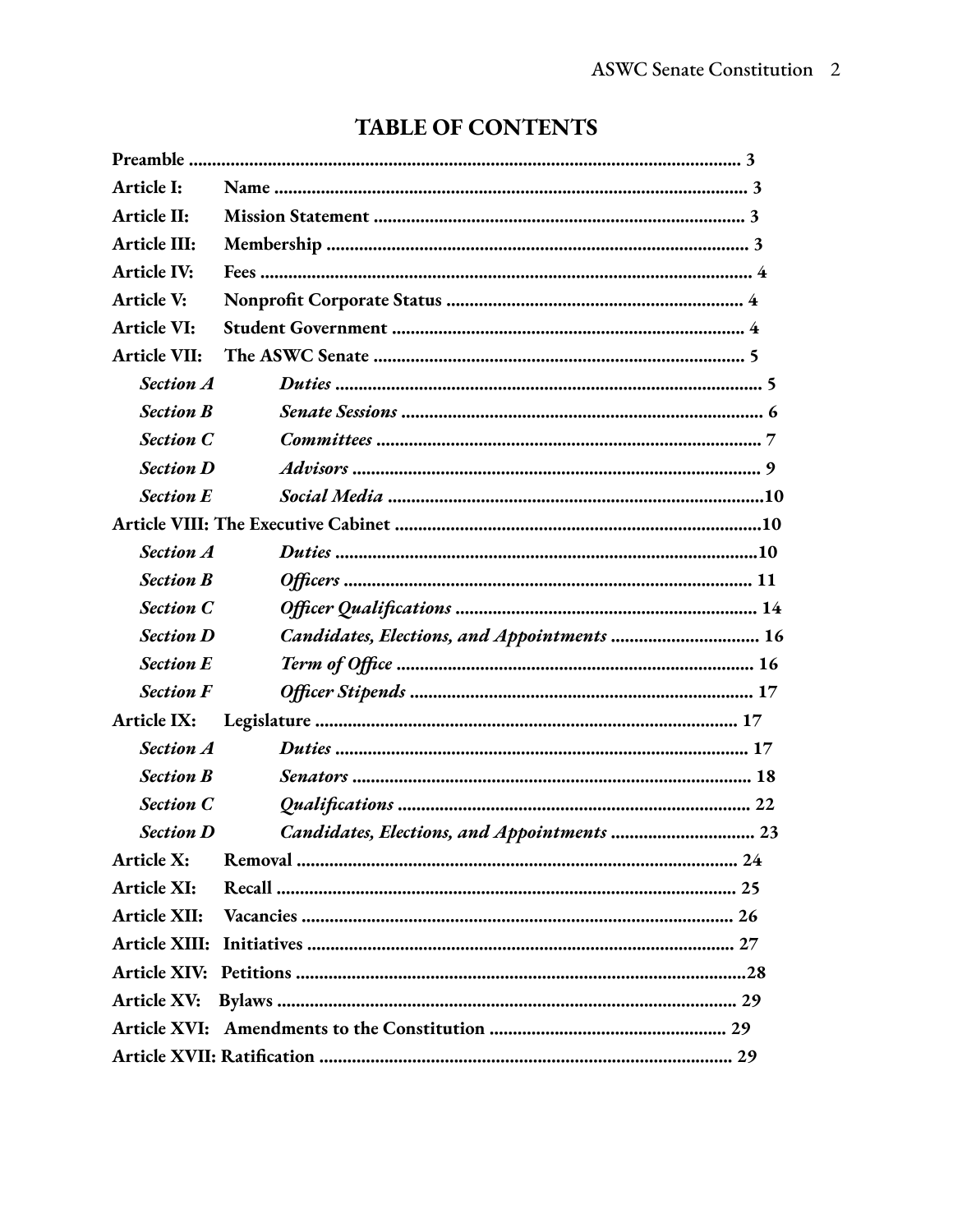# TABLE OF CONTENTS

**Preamble** ........................................................................................................................ 3

**Article I:** **Name** ........................................................................................................ 3

**Article II:** **Mission Statement** .................................................................................. 3

**Article III:** **Membership** ............................................................................................ 3

**Article IV:** **Fees** ........................................................................................................... 4

**Article V:** **Nonprofit Corporate Status** .................................................................. 4

**Article VI:** **Student Government** .............................................................................. 4

**Article VII:** **The ASWC Senate** .................................................................................. 5

- ***Section A*** ***Duties*** ............................................................................................. 5
- ***Section B*** ***Senate Sessions*** ............................................................................... 6
- ***Section C*** ***Committees*** ..................................................................................... 7
- ***Section D*** ***Advisors*** .......................................................................................... 9
- ***Section E*** ***Social Media*** ..................................................................................10

**Article VIII: The Executive Cabinet** .................................................................................10

- ***Section A*** ***Duties*** ............................................................................................10
- ***Section B*** ***Officers*** .......................................................................................... 11
- ***Section C*** ***Officer Qualifications*** ................................................................... 14
- ***Section D*** ***Candidates, Elections, and Appointments*** .................................. 16
- ***Section E*** ***Term of Office*** .............................................................................. 16
- ***Section F*** ***Officer Stipends*** ........................................................................... 17

**Article IX:** **Legislature** ............................................................................................. 17

- ***Section A*** ***Duties*** ........................................................................................... 17
- ***Section B*** ***Senators*** ........................................................................................ 18
- ***Section C*** ***Qualifications*** .............................................................................. 22
- ***Section D*** ***Candidates, Elections, and Appointments*** ................................. 23

**Article X:** **Removal** ................................................................................................ 24

**Article XI:** **Recall** ..................................................................................................... 25

**Article XII:** **Vacancies** .............................................................................................. 26

**Article XIII:** **Initiatives** ............................................................................................. 27

**Article XIV:** **Petitions** ..................................................................................................28

**Article XV:** **Bylaws** .................................................................................................... 29

**Article XVI:** **Amendments to the Constitution** ..................................................... 29

**Article XVII: Ratification** .......................................................................................... 29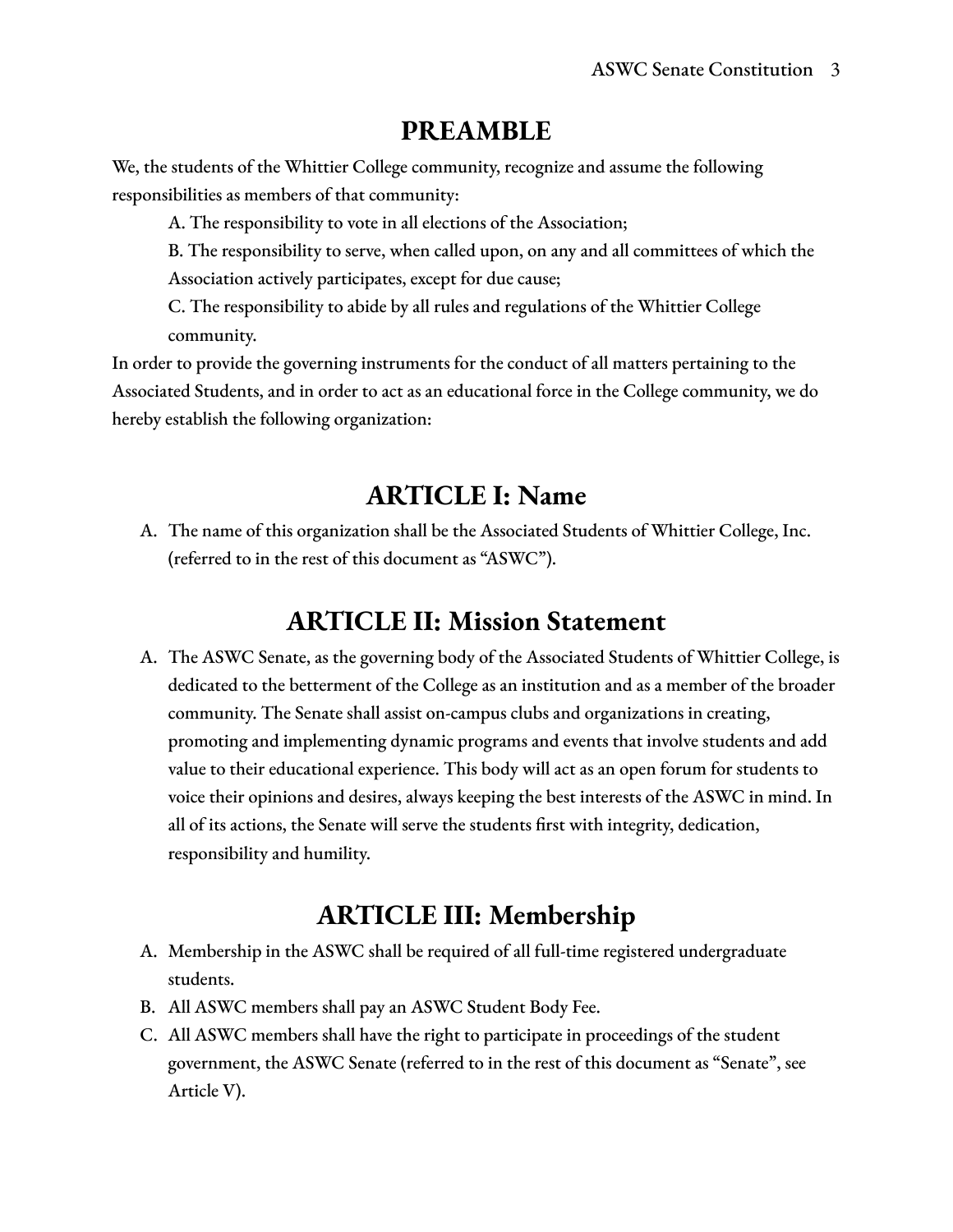# PREAMBLE

We, the students of the Whittier College community, recognize and assume the following responsibilities as members of that community:

A. The responsibility to vote in all elections of the Association;

B. The responsibility to serve, when called upon, on any and all committees of which the Association actively participates, except for due cause;

C. The responsibility to abide by all rules and regulations of the Whittier College community.

In order to provide the governing instruments for the conduct of all matters pertaining to the Associated Students, and in order to act as an educational force in the College community, we do hereby establish the following organization:

# ARTICLE I: Name

A. The name of this organization shall be the Associated Students of Whittier College, Inc. (referred to in the rest of this document as "ASWC").

# ARTICLE II: Mission Statement

A. The ASWC Senate, as the governing body of the Associated Students of Whittier College, is dedicated to the betterment of the College as an institution and as a member of the broader community. The Senate shall assist on-campus clubs and organizations in creating, promoting and implementing dynamic programs and events that involve students and add value to their educational experience. This body will act as an open forum for students to voice their opinions and desires, always keeping the best interests of the ASWC in mind. In all of its actions, the Senate will serve the students first with integrity, dedication, responsibility and humility.

# ARTICLE III: Membership

A. Membership in the ASWC shall be required of all full-time registered undergraduate students.

B. All ASWC members shall pay an ASWC Student Body Fee.

C. All ASWC members shall have the right to participate in proceedings of the student government, the ASWC Senate (referred to in the rest of this document as "Senate", see Article V).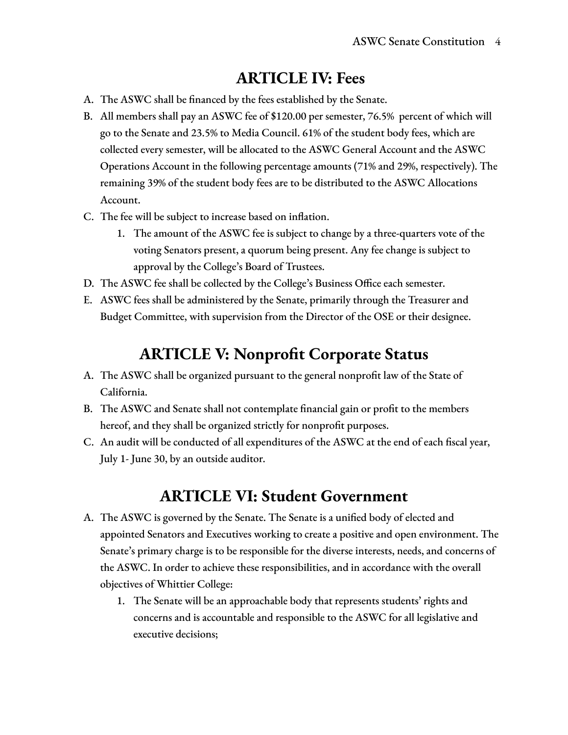## ARTICLE IV: Fees

A. The ASWC shall be financed by the fees established by the Senate.
B. All members shall pay an ASWC fee of $120.00 per semester, 76.5%  percent of which will go to the Senate and 23.5% to Media Council. 61% of the student body fees, which are collected every semester, will be allocated to the ASWC General Account and the ASWC Operations Account in the following percentage amounts (71% and 29%, respectively). The remaining 39% of the student body fees are to be distributed to the ASWC Allocations Account.
C. The fee will be subject to increase based on inflation.
    1. The amount of the ASWC fee is subject to change by a three-quarters vote of the voting Senators present, a quorum being present. Any fee change is subject to approval by the College's Board of Trustees.
D. The ASWC fee shall be collected by the College's Business Office each semester.
E. ASWC fees shall be administered by the Senate, primarily through the Treasurer and Budget Committee, with supervision from the Director of the OSE or their designee.

## ARTICLE V: Nonprofit Corporate Status

A. The ASWC shall be organized pursuant to the general nonprofit law of the State of California.
B. The ASWC and Senate shall not contemplate financial gain or profit to the members hereof, and they shall be organized strictly for nonprofit purposes.
C. An audit will be conducted of all expenditures of the ASWC at the end of each fiscal year, July 1- June 30, by an outside auditor.

## ARTICLE VI: Student Government

A. The ASWC is governed by the Senate. The Senate is a unified body of elected and appointed Senators and Executives working to create a positive and open environment. The Senate's primary charge is to be responsible for the diverse interests, needs, and concerns of the ASWC. In order to achieve these responsibilities, and in accordance with the overall objectives of Whittier College:
    1. The Senate will be an approachable body that represents students' rights and concerns and is accountable and responsible to the ASWC for all legislative and executive decisions;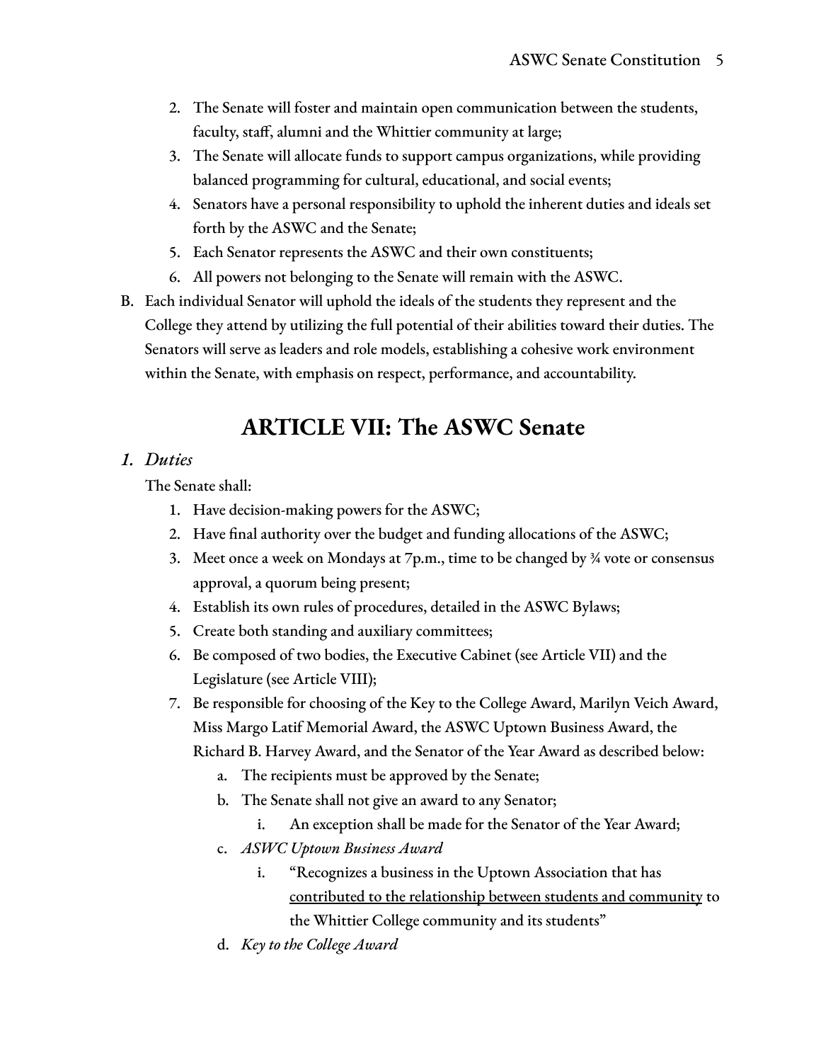2. The Senate will foster and maintain open communication between the students, faculty, staff, alumni and the Whittier community at large;
3. The Senate will allocate funds to support campus organizations, while providing balanced programming for cultural, educational, and social events;
4. Senators have a personal responsibility to uphold the inherent duties and ideals set forth by the ASWC and the Senate;
5. Each Senator represents the ASWC and their own constituents;
6. All powers not belonging to the Senate will remain with the ASWC.

B. Each individual Senator will uphold the ideals of the students they represent and the College they attend by utilizing the full potential of their abilities toward their duties. The Senators will serve as leaders and role models, establishing a cohesive work environment within the Senate, with emphasis on respect, performance, and accountability.

## ARTICLE VII: The ASWC Senate

### *1. Duties*

The Senate shall:

1. Have decision-making powers for the ASWC;
2. Have final authority over the budget and funding allocations of the ASWC;
3. Meet once a week on Mondays at 7p.m., time to be changed by ¾ vote or consensus approval, a quorum being present;
4. Establish its own rules of procedures, detailed in the ASWC Bylaws;
5. Create both standing and auxiliary committees;
6. Be composed of two bodies, the Executive Cabinet (see Article VII) and the Legislature (see Article VIII);
7. Be responsible for choosing of the Key to the College Award, Marilyn Veich Award, Miss Margo Latif Memorial Award, the ASWC Uptown Business Award, the Richard B. Harvey Award, and the Senator of the Year Award as described below:
    a. The recipients must be approved by the Senate;
    b. The Senate shall not give an award to any Senator;
        i. An exception shall be made for the Senator of the Year Award;
    c. *ASWC Uptown Business Award*
        i. "Recognizes a business in the Uptown Association that has <u>contributed to the relationship between students and community</u> to the Whittier College community and its students"
    d. *Key to the College Award*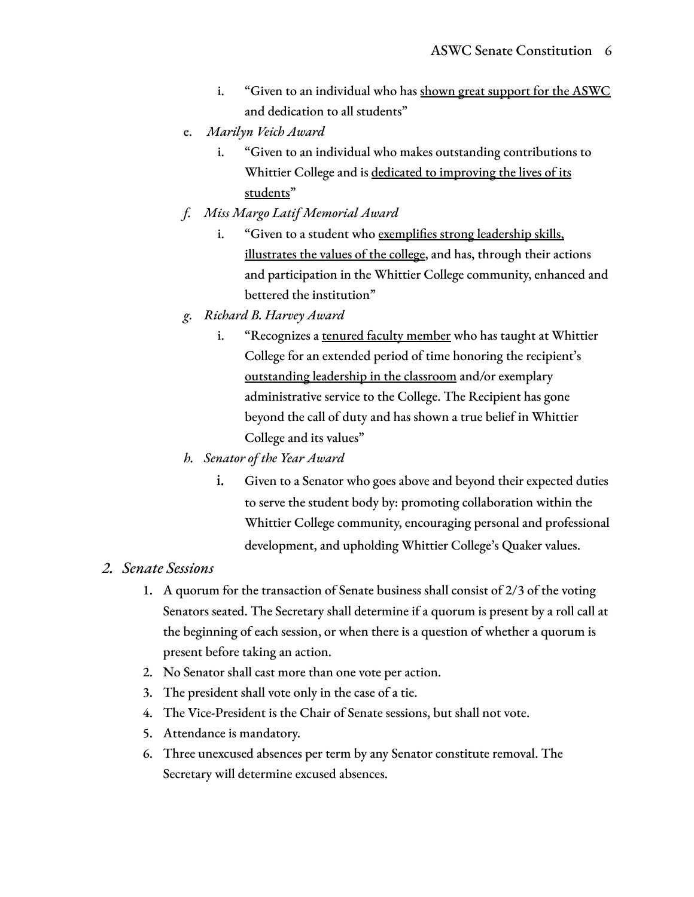i. "Given to an individual who has <u>shown great support for the ASWC</u> and dedication to all students"

e. *Marilyn Veich Award*

   i. "Given to an individual who makes outstanding contributions to Whittier College and is <u>dedicated to improving the lives of its students</u>"

f. *Miss Margo Latif Memorial Award*

   i. "Given to a student who <u>exemplifies strong leadership skills, illustrates the values of the college</u>, and has, through their actions and participation in the Whittier College community, enhanced and bettered the institution"

g. *Richard B. Harvey Award*

   i. "Recognizes a <u>tenured faculty member</u> who has taught at Whittier College for an extended period of time honoring the recipient's <u>outstanding leadership in the classroom</u> and/or exemplary administrative service to the College. The Recipient has gone beyond the call of duty and has shown a true belief in Whittier College and its values"

h. *Senator of the Year Award*

   i. Given to a Senator who goes above and beyond their expected duties to serve the student body by: promoting collaboration within the Whittier College community, encouraging personal and professional development, and upholding Whittier College's Quaker values.

2. *Senate Sessions*

   1. A quorum for the transaction of Senate business shall consist of 2/3 of the voting Senators seated. The Secretary shall determine if a quorum is present by a roll call at the beginning of each session, or when there is a question of whether a quorum is present before taking an action.
   2. No Senator shall cast more than one vote per action.
   3. The president shall vote only in the case of a tie.
   4. The Vice-President is the Chair of Senate sessions, but shall not vote.
   5. Attendance is mandatory.
   6. Three unexcused absences per term by any Senator constitute removal. The Secretary will determine excused absences.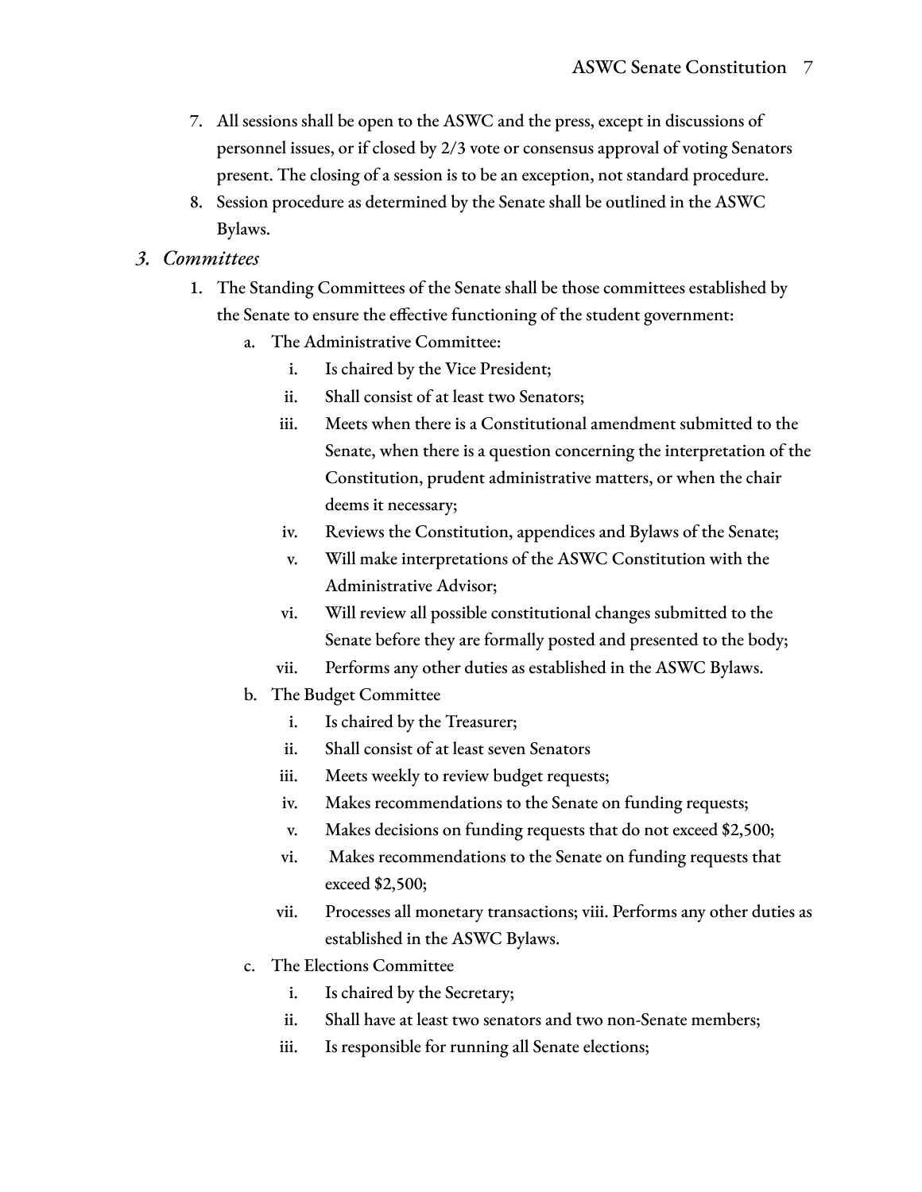7. All sessions shall be open to the ASWC and the press, except in discussions of personnel issues, or if closed by 2/3 vote or consensus approval of voting Senators present. The closing of a session is to be an exception, not standard procedure.
8. Session procedure as determined by the Senate shall be outlined in the ASWC Bylaws.

### 3. *Committees*

1. The Standing Committees of the Senate shall be those committees established by the Senate to ensure the effective functioning of the student government:
   a. The Administrative Committee:
      i. Is chaired by the Vice President;
      ii. Shall consist of at least two Senators;
      iii. Meets when there is a Constitutional amendment submitted to the Senate, when there is a question concerning the interpretation of the Constitution, prudent administrative matters, or when the chair deems it necessary;
      iv. Reviews the Constitution, appendices and Bylaws of the Senate;
      v. Will make interpretations of the ASWC Constitution with the Administrative Advisor;
      vi. Will review all possible constitutional changes submitted to the Senate before they are formally posted and presented to the body;
      vii. Performs any other duties as established in the ASWC Bylaws.
   b. The Budget Committee
      i. Is chaired by the Treasurer;
      ii. Shall consist of at least seven Senators
      iii. Meets weekly to review budget requests;
      iv. Makes recommendations to the Senate on funding requests;
      v. Makes decisions on funding requests that do not exceed $2,500;
      vi. Makes recommendations to the Senate on funding requests that exceed $2,500;
      vii. Processes all monetary transactions; viii. Performs any other duties as established in the ASWC Bylaws.
   c. The Elections Committee
      i. Is chaired by the Secretary;
      ii. Shall have at least two senators and two non-Senate members;
      iii. Is responsible for running all Senate elections;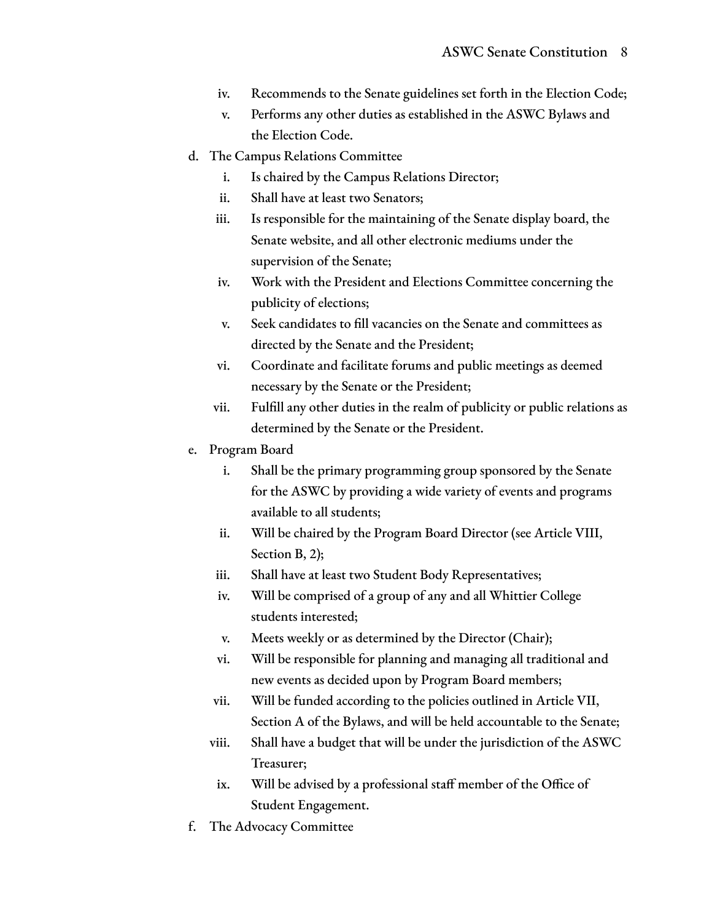iv. Recommends to the Senate guidelines set forth in the Election Code;
   v. Performs any other duties as established in the ASWC Bylaws and the Election Code.

d. The Campus Relations Committee
   i. Is chaired by the Campus Relations Director;
   ii. Shall have at least two Senators;
   iii. Is responsible for the maintaining of the Senate display board, the Senate website, and all other electronic mediums under the supervision of the Senate;
   iv. Work with the President and Elections Committee concerning the publicity of elections;
   v. Seek candidates to fill vacancies on the Senate and committees as directed by the Senate and the President;
   vi. Coordinate and facilitate forums and public meetings as deemed necessary by the Senate or the President;
   vii. Fulfill any other duties in the realm of publicity or public relations as determined by the Senate or the President.

e. Program Board
   i. Shall be the primary programming group sponsored by the Senate for the ASWC by providing a wide variety of events and programs available to all students;
   ii. Will be chaired by the Program Board Director (see Article VIII, Section B, 2);
   iii. Shall have at least two Student Body Representatives;
   iv. Will be comprised of a group of any and all Whittier College students interested;
   v. Meets weekly or as determined by the Director (Chair);
   vi. Will be responsible for planning and managing all traditional and new events as decided upon by Program Board members;
   vii. Will be funded according to the policies outlined in Article VII, Section A of the Bylaws, and will be held accountable to the Senate;
   viii. Shall have a budget that will be under the jurisdiction of the ASWC Treasurer;
   ix. Will be advised by a professional staff member of the Office of Student Engagement.

f. The Advocacy Committee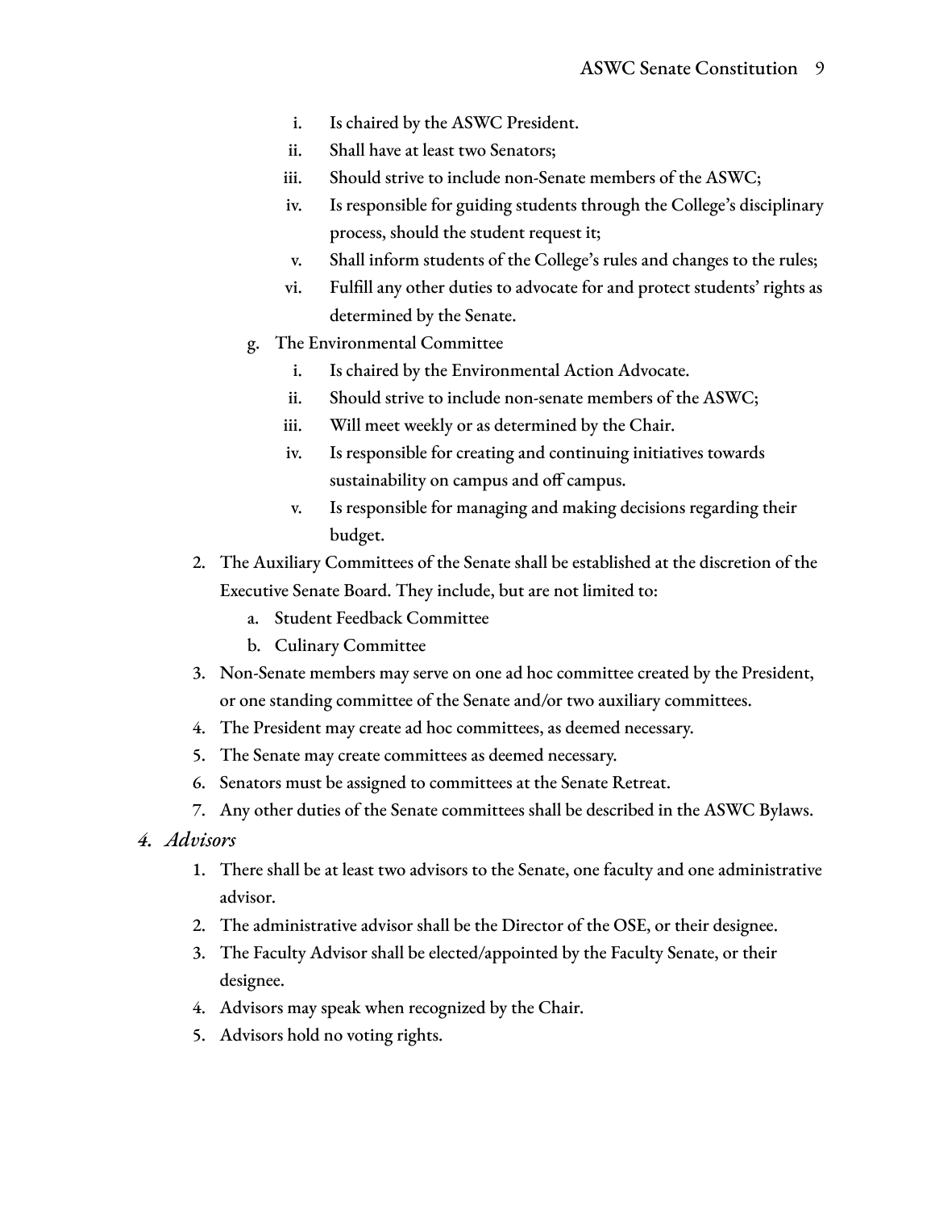i. Is chaired by the ASWC President.
   ii. Shall have at least two Senators;
   iii. Should strive to include non-Senate members of the ASWC;
   iv. Is responsible for guiding students through the College's disciplinary process, should the student request it;
   v. Shall inform students of the College's rules and changes to the rules;
   vi. Fulfill any other duties to advocate for and protect students' rights as determined by the Senate.

   g. The Environmental Committee
      i. Is chaired by the Environmental Action Advocate.
      ii. Should strive to include non-senate members of the ASWC;
      iii. Will meet weekly or as determined by the Chair.
      iv. Is responsible for creating and continuing initiatives towards sustainability on campus and off campus.
      v. Is responsible for managing and making decisions regarding their budget.

2. The Auxiliary Committees of the Senate shall be established at the discretion of the Executive Senate Board. They include, but are not limited to:
   a. Student Feedback Committee
   b. Culinary Committee
3. Non-Senate members may serve on one ad hoc committee created by the President, or one standing committee of the Senate and/or two auxiliary committees.
4. The President may create ad hoc committees, as deemed necessary.
5. The Senate may create committees as deemed necessary.
6. Senators must be assigned to committees at the Senate Retreat.
7. Any other duties of the Senate committees shall be described in the ASWC Bylaws.

### *4. Advisors*

1. There shall be at least two advisors to the Senate, one faculty and one administrative advisor.
2. The administrative advisor shall be the Director of the OSE, or their designee.
3. The Faculty Advisor shall be elected/appointed by the Faculty Senate, or their designee.
4. Advisors may speak when recognized by the Chair.
5. Advisors hold no voting rights.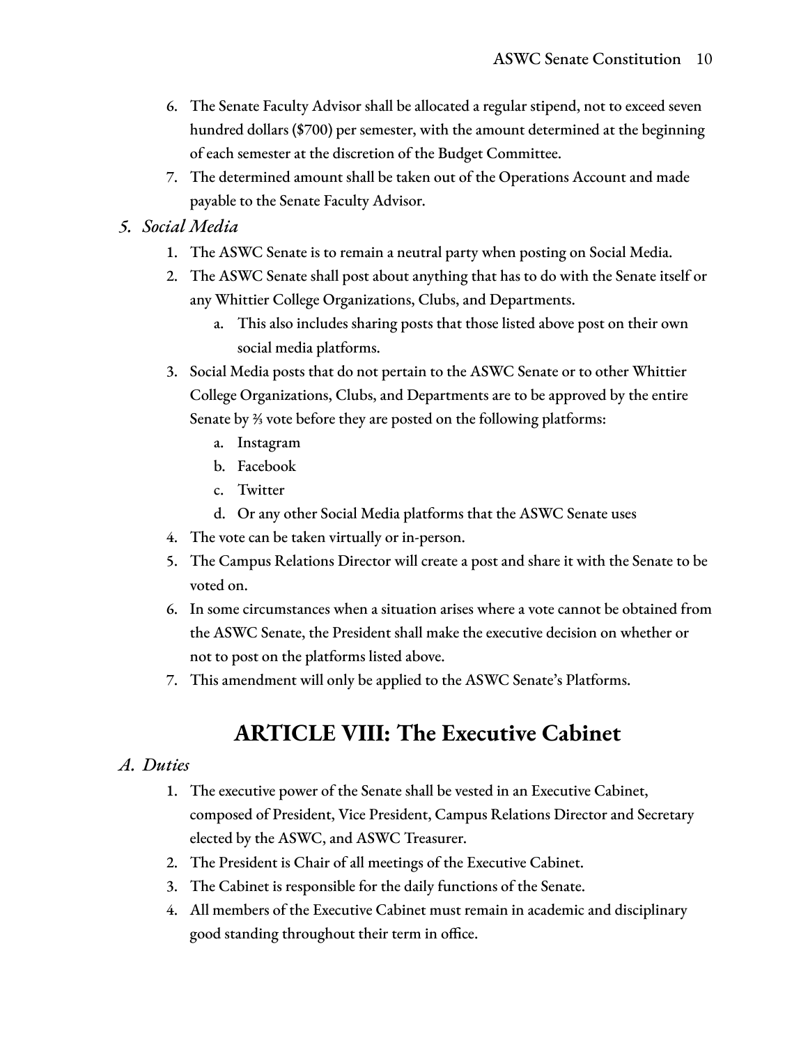6. The Senate Faculty Advisor shall be allocated a regular stipend, not to exceed seven hundred dollars ($700) per semester, with the amount determined at the beginning of each semester at the discretion of the Budget Committee.
7. The determined amount shall be taken out of the Operations Account and made payable to the Senate Faculty Advisor.

*5. Social Media*

1. The ASWC Senate is to remain a neutral party when posting on Social Media.
2. The ASWC Senate shall post about anything that has to do with the Senate itself or any Whittier College Organizations, Clubs, and Departments.
   a. This also includes sharing posts that those listed above post on their own social media platforms.
3. Social Media posts that do not pertain to the ASWC Senate or to other Whittier College Organizations, Clubs, and Departments are to be approved by the entire Senate by ⅔ vote before they are posted on the following platforms:
   a. Instagram
   b. Facebook
   c. Twitter
   d. Or any other Social Media platforms that the ASWC Senate uses
4. The vote can be taken virtually or in-person.
5. The Campus Relations Director will create a post and share it with the Senate to be voted on.
6. In some circumstances when a situation arises where a vote cannot be obtained from the ASWC Senate, the President shall make the executive decision on whether or not to post on the platforms listed above.
7. This amendment will only be applied to the ASWC Senate's Platforms.

## ARTICLE VIII: The Executive Cabinet

*A. Duties*

1. The executive power of the Senate shall be vested in an Executive Cabinet, composed of President, Vice President, Campus Relations Director and Secretary elected by the ASWC, and ASWC Treasurer.
2. The President is Chair of all meetings of the Executive Cabinet.
3. The Cabinet is responsible for the daily functions of the Senate.
4. All members of the Executive Cabinet must remain in academic and disciplinary good standing throughout their term in office.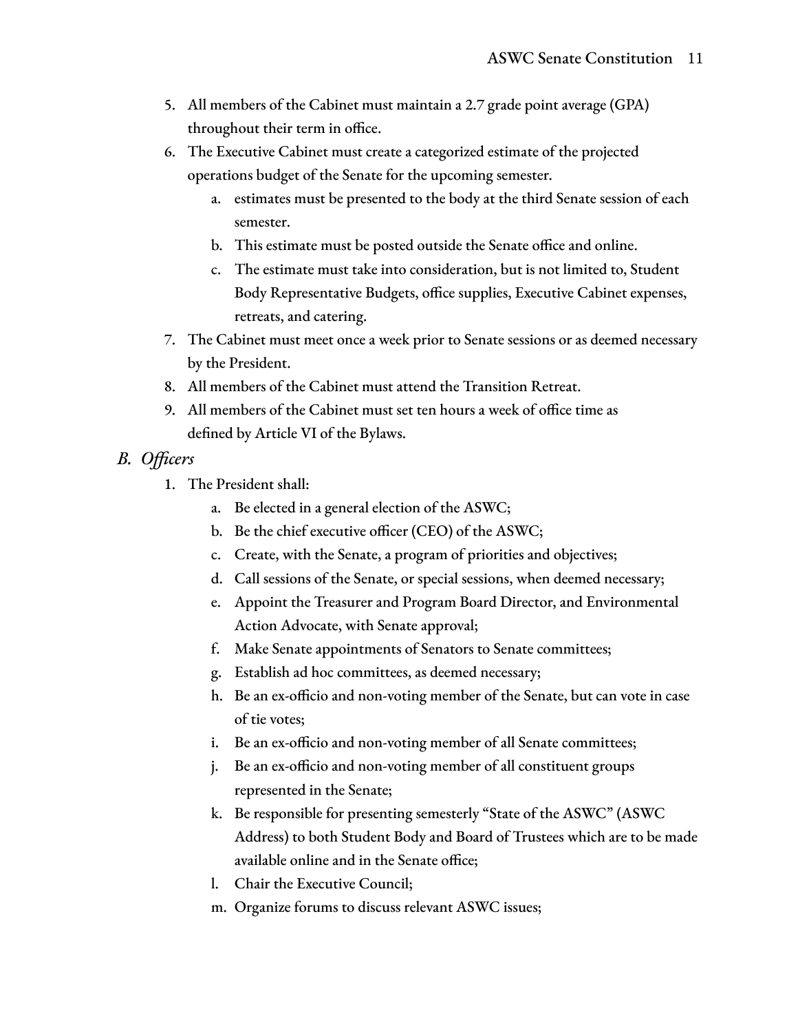5. All members of the Cabinet must maintain a 2.7 grade point average (GPA) throughout their term in office.
6. The Executive Cabinet must create a categorized estimate of the projected operations budget of the Senate for the upcoming semester.
    a. estimates must be presented to the body at the third Senate session of each semester.
    b. This estimate must be posted outside the Senate office and online.
    c. The estimate must take into consideration, but is not limited to, Student Body Representative Budgets, office supplies, Executive Cabinet expenses, retreats, and catering.
7. The Cabinet must meet once a week prior to Senate sessions or as deemed necessary by the President.
8. All members of the Cabinet must attend the Transition Retreat.
9. All members of the Cabinet must set ten hours a week of office time as defined by Article VI of the Bylaws.

### *B. Officers*

1. The President shall:
    a. Be elected in a general election of the ASWC;
    b. Be the chief executive officer (CEO) of the ASWC;
    c. Create, with the Senate, a program of priorities and objectives;
    d. Call sessions of the Senate, or special sessions, when deemed necessary;
    e. Appoint the Treasurer and Program Board Director, and Environmental Action Advocate, with Senate approval;
    f. Make Senate appointments of Senators to Senate committees;
    g. Establish ad hoc committees, as deemed necessary;
    h. Be an ex-officio and non-voting member of the Senate, but can vote in case of tie votes;
    i. Be an ex-officio and non-voting member of all Senate committees;
    j. Be an ex-officio and non-voting member of all constituent groups represented in the Senate;
    k. Be responsible for presenting semesterly "State of the ASWC" (ASWC Address) to both Student Body and Board of Trustees which are to be made available online and in the Senate office;
    l. Chair the Executive Council;
    m. Organize forums to discuss relevant ASWC issues;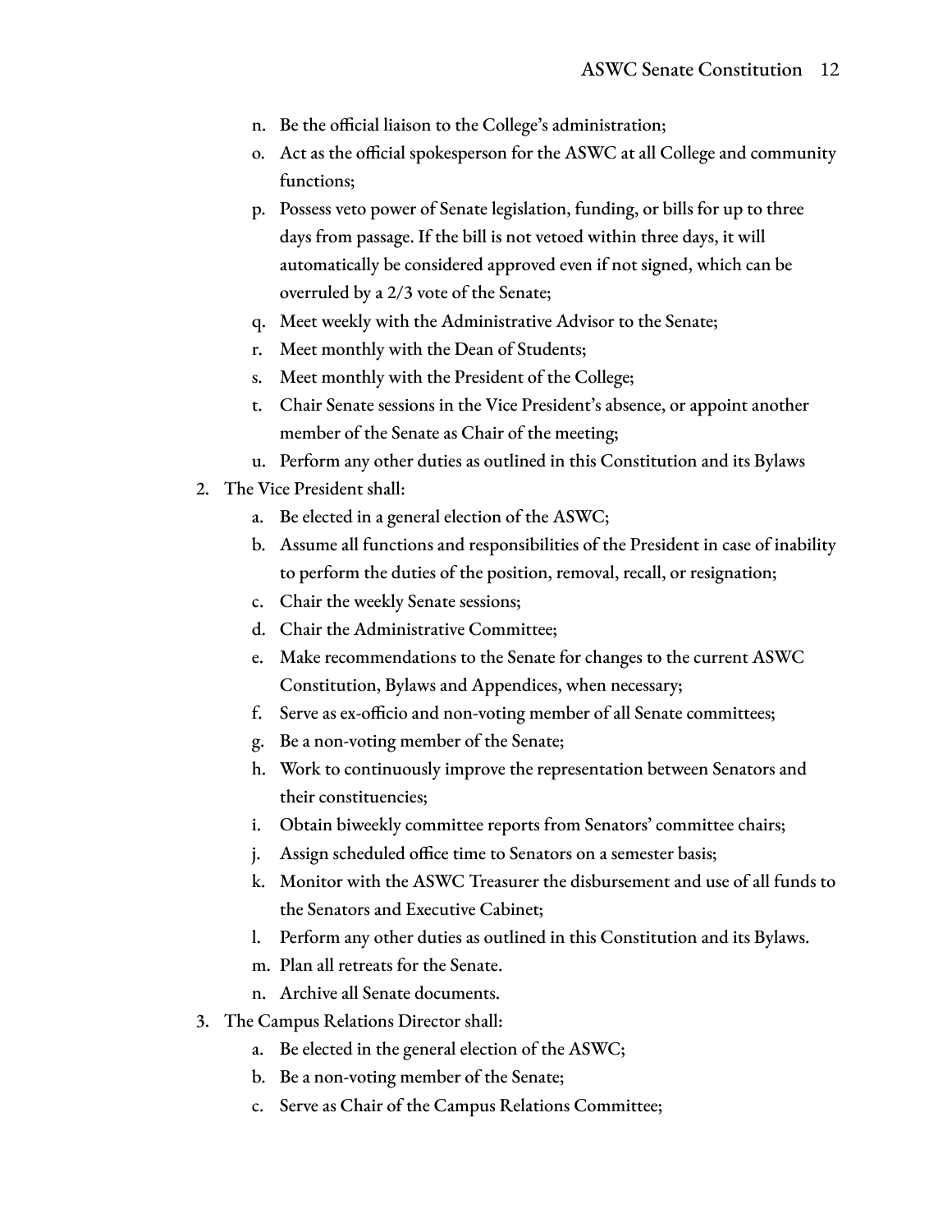n. Be the official liaison to the College's administration;
o. Act as the official spokesperson for the ASWC at all College and community functions;
p. Possess veto power of Senate legislation, funding, or bills for up to three days from passage. If the bill is not vetoed within three days, it will automatically be considered approved even if not signed, which can be overruled by a 2/3 vote of the Senate;
q. Meet weekly with the Administrative Advisor to the Senate;
r. Meet monthly with the Dean of Students;
s. Meet monthly with the President of the College;
t. Chair Senate sessions in the Vice President's absence, or appoint another member of the Senate as Chair of the meeting;
u. Perform any other duties as outlined in this Constitution and its Bylaws

2. The Vice President shall:
    a. Be elected in a general election of the ASWC;
    b. Assume all functions and responsibilities of the President in case of inability to perform the duties of the position, removal, recall, or resignation;
    c. Chair the weekly Senate sessions;
    d. Chair the Administrative Committee;
    e. Make recommendations to the Senate for changes to the current ASWC Constitution, Bylaws and Appendices, when necessary;
    f. Serve as ex-officio and non-voting member of all Senate committees;
    g. Be a non-voting member of the Senate;
    h. Work to continuously improve the representation between Senators and their constituencies;
    i. Obtain biweekly committee reports from Senators' committee chairs;
    j. Assign scheduled office time to Senators on a semester basis;
    k. Monitor with the ASWC Treasurer the disbursement and use of all funds to the Senators and Executive Cabinet;
    l. Perform any other duties as outlined in this Constitution and its Bylaws.
    m. Plan all retreats for the Senate.
    n. Archive all Senate documents.

3. The Campus Relations Director shall:
    a. Be elected in the general election of the ASWC;
    b. Be a non-voting member of the Senate;
    c. Serve as Chair of the Campus Relations Committee;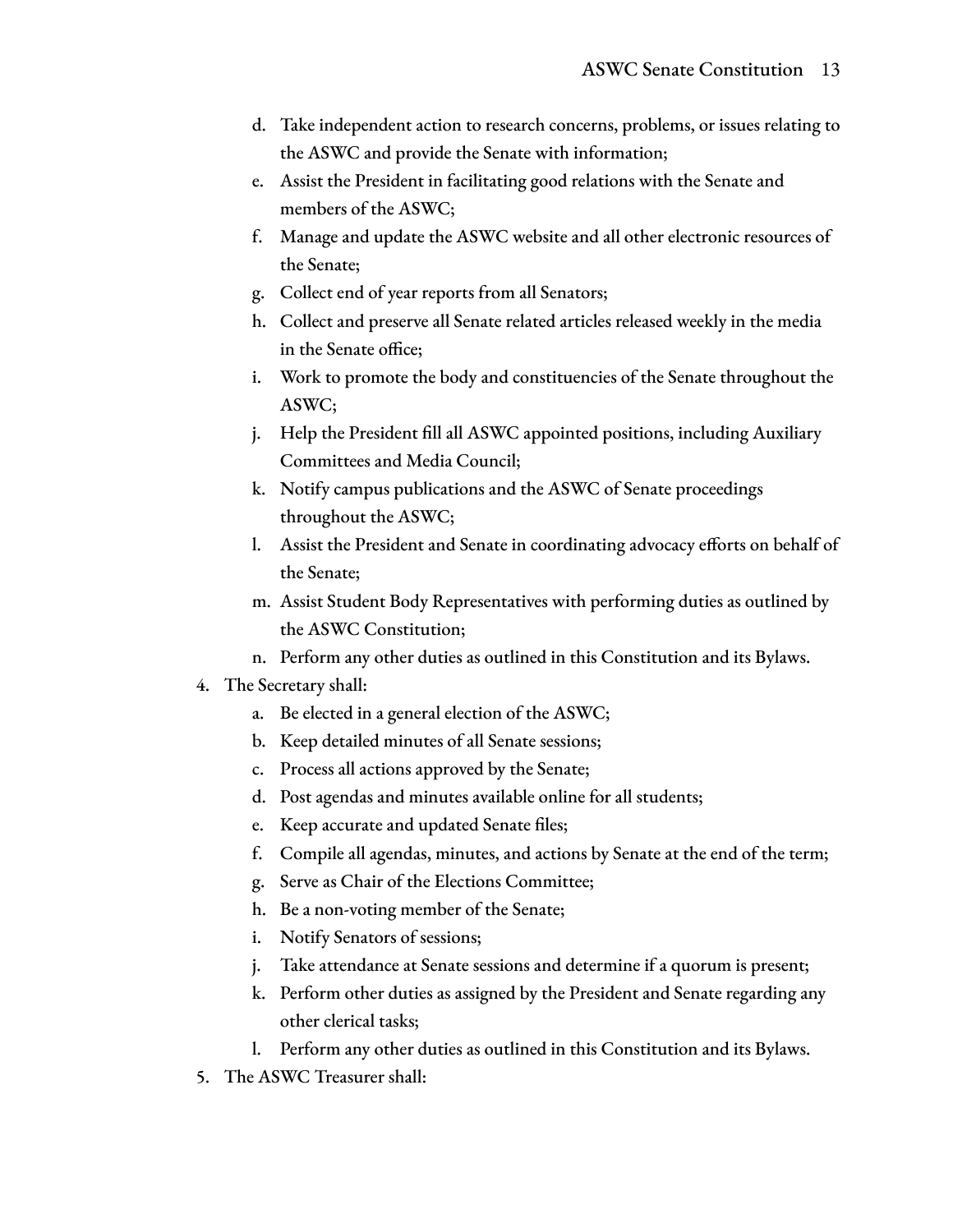d. Take independent action to research concerns, problems, or issues relating to the ASWC and provide the Senate with information;
   e. Assist the President in facilitating good relations with the Senate and members of the ASWC;
   f. Manage and update the ASWC website and all other electronic resources of the Senate;
   g. Collect end of year reports from all Senators;
   h. Collect and preserve all Senate related articles released weekly in the media in the Senate office;
   i. Work to promote the body and constituencies of the Senate throughout the ASWC;
   j. Help the President fill all ASWC appointed positions, including Auxiliary Committees and Media Council;
   k. Notify campus publications and the ASWC of Senate proceedings throughout the ASWC;
   l. Assist the President and Senate in coordinating advocacy efforts on behalf of the Senate;
   m. Assist Student Body Representatives with performing duties as outlined by the ASWC Constitution;
   n. Perform any other duties as outlined in this Constitution and its Bylaws.
4. The Secretary shall:
   a. Be elected in a general election of the ASWC;
   b. Keep detailed minutes of all Senate sessions;
   c. Process all actions approved by the Senate;
   d. Post agendas and minutes available online for all students;
   e. Keep accurate and updated Senate files;
   f. Compile all agendas, minutes, and actions by Senate at the end of the term;
   g. Serve as Chair of the Elections Committee;
   h. Be a non-voting member of the Senate;
   i. Notify Senators of sessions;
   j. Take attendance at Senate sessions and determine if a quorum is present;
   k. Perform other duties as assigned by the President and Senate regarding any other clerical tasks;
   l. Perform any other duties as outlined in this Constitution and its Bylaws.
5. The ASWC Treasurer shall: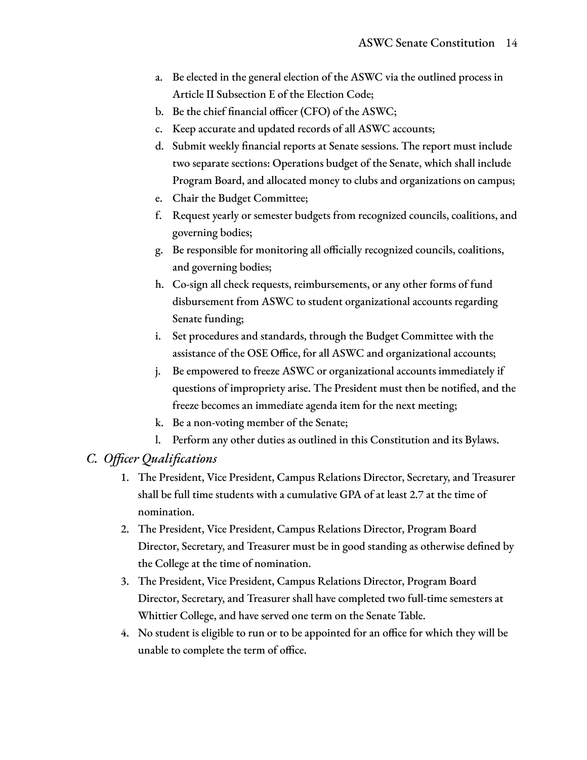a. Be elected in the general election of the ASWC via the outlined process in Article II Subsection E of the Election Code;
b. Be the chief financial officer (CFO) of the ASWC;
c. Keep accurate and updated records of all ASWC accounts;
d. Submit weekly financial reports at Senate sessions. The report must include two separate sections: Operations budget of the Senate, which shall include Program Board, and allocated money to clubs and organizations on campus;
e. Chair the Budget Committee;
f. Request yearly or semester budgets from recognized councils, coalitions, and governing bodies;
g. Be responsible for monitoring all officially recognized councils, coalitions, and governing bodies;
h. Co-sign all check requests, reimbursements, or any other forms of fund disbursement from ASWC to student organizational accounts regarding Senate funding;
i. Set procedures and standards, through the Budget Committee with the assistance of the OSE Office, for all ASWC and organizational accounts;
j. Be empowered to freeze ASWC or organizational accounts immediately if questions of impropriety arise. The President must then be notified, and the freeze becomes an immediate agenda item for the next meeting;
k. Be a non-voting member of the Senate;
l. Perform any other duties as outlined in this Constitution and its Bylaws.

## *C. Officer Qualifications*

1. The President, Vice President, Campus Relations Director, Secretary, and Treasurer shall be full time students with a cumulative GPA of at least 2.7 at the time of nomination.
2. The President, Vice President, Campus Relations Director, Program Board Director, Secretary, and Treasurer must be in good standing as otherwise defined by the College at the time of nomination.
3. The President, Vice President, Campus Relations Director, Program Board Director, Secretary, and Treasurer shall have completed two full-time semesters at Whittier College, and have served one term on the Senate Table.
4. No student is eligible to run or to be appointed for an office for which they will be unable to complete the term of office.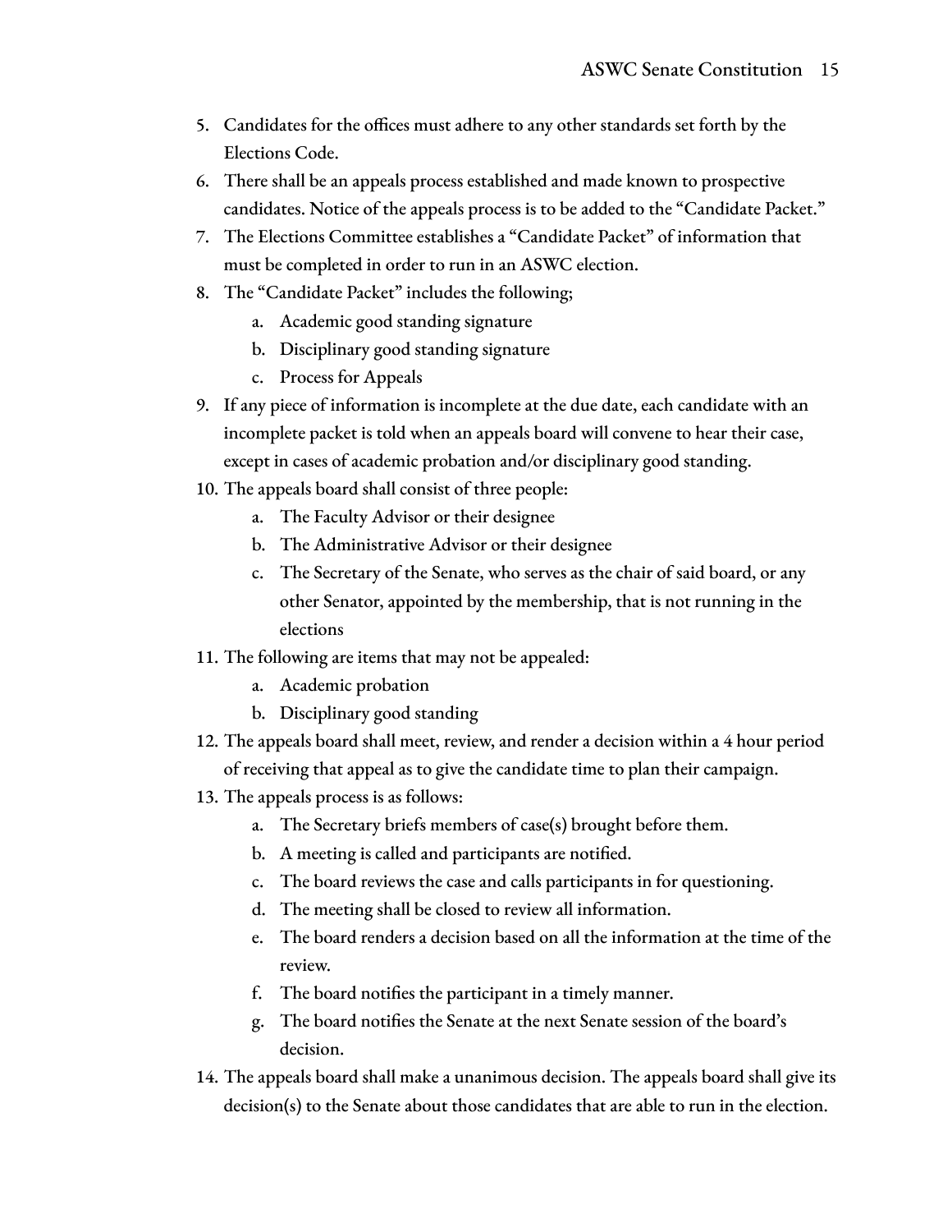5. Candidates for the offices must adhere to any other standards set forth by the Elections Code.
6. There shall be an appeals process established and made known to prospective candidates. Notice of the appeals process is to be added to the "Candidate Packet."
7. The Elections Committee establishes a "Candidate Packet" of information that must be completed in order to run in an ASWC election.
8. The "Candidate Packet" includes the following;
    a. Academic good standing signature
    b. Disciplinary good standing signature
    c. Process for Appeals
9. If any piece of information is incomplete at the due date, each candidate with an incomplete packet is told when an appeals board will convene to hear their case, except in cases of academic probation and/or disciplinary good standing.
10. The appeals board shall consist of three people:
    a. The Faculty Advisor or their designee
    b. The Administrative Advisor or their designee
    c. The Secretary of the Senate, who serves as the chair of said board, or any other Senator, appointed by the membership, that is not running in the elections
11. The following are items that may not be appealed:
    a. Academic probation
    b. Disciplinary good standing
12. The appeals board shall meet, review, and render a decision within a 4 hour period of receiving that appeal as to give the candidate time to plan their campaign.
13. The appeals process is as follows:
    a. The Secretary briefs members of case(s) brought before them.
    b. A meeting is called and participants are notified.
    c. The board reviews the case and calls participants in for questioning.
    d. The meeting shall be closed to review all information.
    e. The board renders a decision based on all the information at the time of the review.
    f. The board notifies the participant in a timely manner.
    g. The board notifies the Senate at the next Senate session of the board's decision.
14. The appeals board shall make a unanimous decision. The appeals board shall give its decision(s) to the Senate about those candidates that are able to run in the election.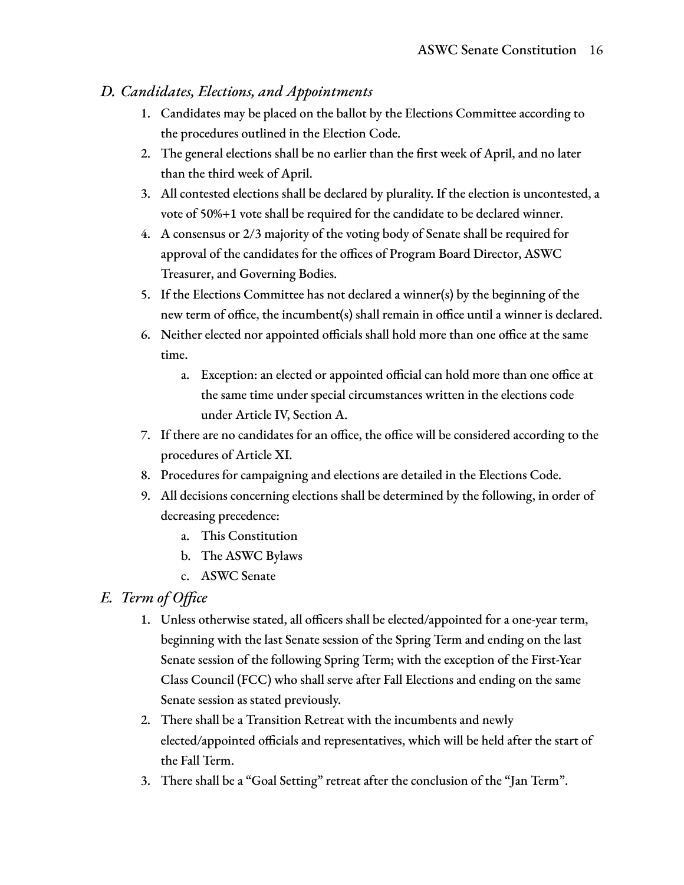### *D. Candidates, Elections, and Appointments*

1. Candidates may be placed on the ballot by the Elections Committee according to the procedures outlined in the Election Code.
2. The general elections shall be no earlier than the first week of April, and no later than the third week of April.
3. All contested elections shall be declared by plurality. If the election is uncontested, a vote of 50%+1 vote shall be required for the candidate to be declared winner.
4. A consensus or 2/3 majority of the voting body of Senate shall be required for approval of the candidates for the offices of Program Board Director, ASWC Treasurer, and Governing Bodies.
5. If the Elections Committee has not declared a winner(s) by the beginning of the new term of office, the incumbent(s) shall remain in office until a winner is declared.
6. Neither elected nor appointed officials shall hold more than one office at the same time.
   a. Exception: an elected or appointed official can hold more than one office at the same time under special circumstances written in the elections code under Article IV, Section A.
7. If there are no candidates for an office, the office will be considered according to the procedures of Article XI.
8. Procedures for campaigning and elections are detailed in the Elections Code.
9. All decisions concerning elections shall be determined by the following, in order of decreasing precedence:
   a. This Constitution
   b. The ASWC Bylaws
   c. ASWC Senate

### *E. Term of Office*

1. Unless otherwise stated, all officers shall be elected/appointed for a one-year term, beginning with the last Senate session of the Spring Term and ending on the last Senate session of the following Spring Term; with the exception of the First-Year Class Council (FCC) who shall serve after Fall Elections and ending on the same Senate session as stated previously.
2. There shall be a Transition Retreat with the incumbents and newly elected/appointed officials and representatives, which will be held after the start of the Fall Term.
3. There shall be a "Goal Setting" retreat after the conclusion of the "Jan Term".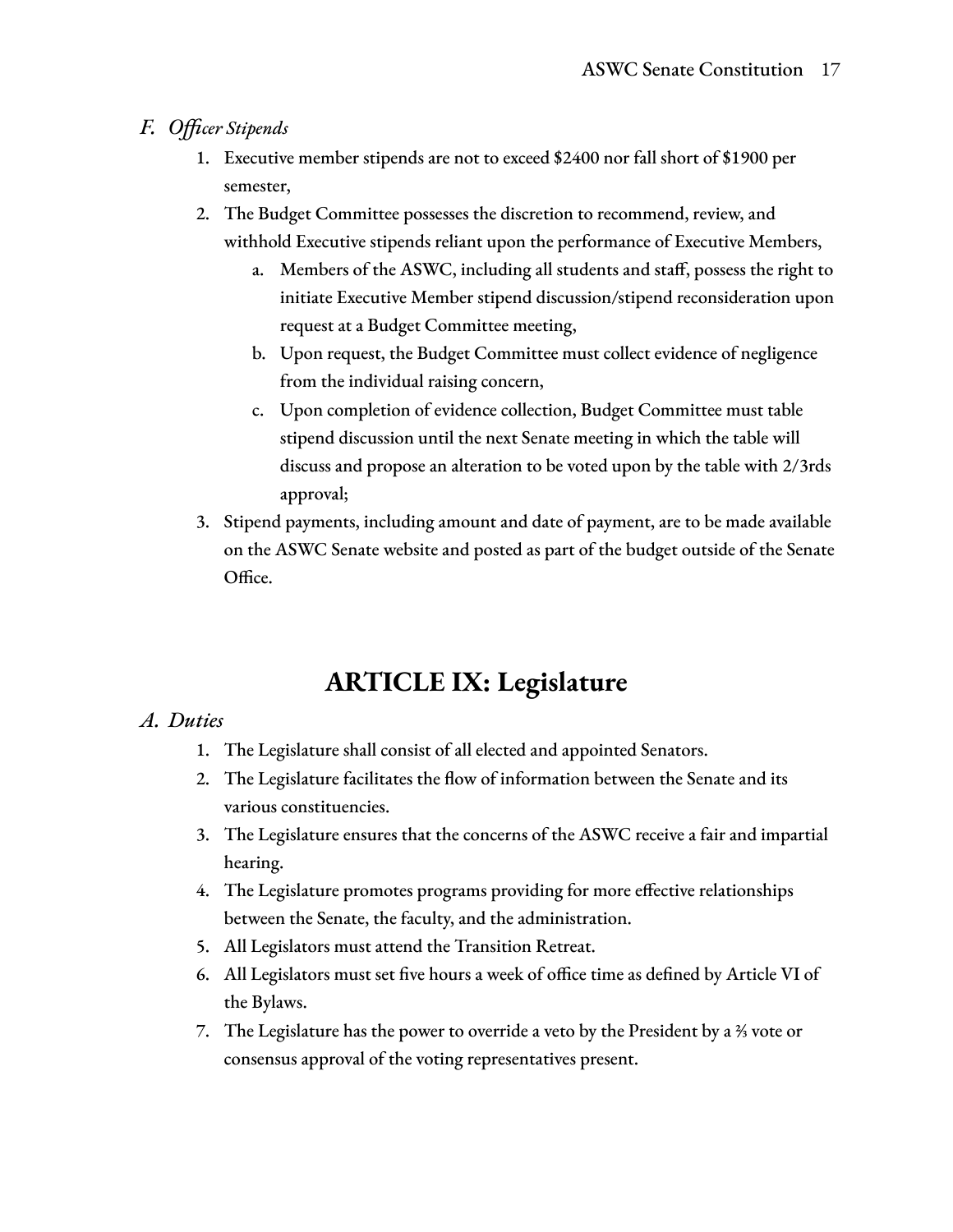*F. Officer Stipends*

1. Executive member stipends are not to exceed $2400 nor fall short of $1900 per semester,
2. The Budget Committee possesses the discretion to recommend, review, and withhold Executive stipends reliant upon the performance of Executive Members,
    a. Members of the ASWC, including all students and staff, possess the right to initiate Executive Member stipend discussion/stipend reconsideration upon request at a Budget Committee meeting,
    b. Upon request, the Budget Committee must collect evidence of negligence from the individual raising concern,
    c. Upon completion of evidence collection, Budget Committee must table stipend discussion until the next Senate meeting in which the table will discuss and propose an alteration to be voted upon by the table with 2/3rds approval;
3. Stipend payments, including amount and date of payment, are to be made available on the ASWC Senate website and posted as part of the budget outside of the Senate Office.

# ARTICLE IX: Legislature

*A. Duties*

1. The Legislature shall consist of all elected and appointed Senators.
2. The Legislature facilitates the flow of information between the Senate and its various constituencies.
3. The Legislature ensures that the concerns of the ASWC receive a fair and impartial hearing.
4. The Legislature promotes programs providing for more effective relationships between the Senate, the faculty, and the administration.
5. All Legislators must attend the Transition Retreat.
6. All Legislators must set five hours a week of office time as defined by Article VI of the Bylaws.
7. The Legislature has the power to override a veto by the President by a ⅔ vote or consensus approval of the voting representatives present.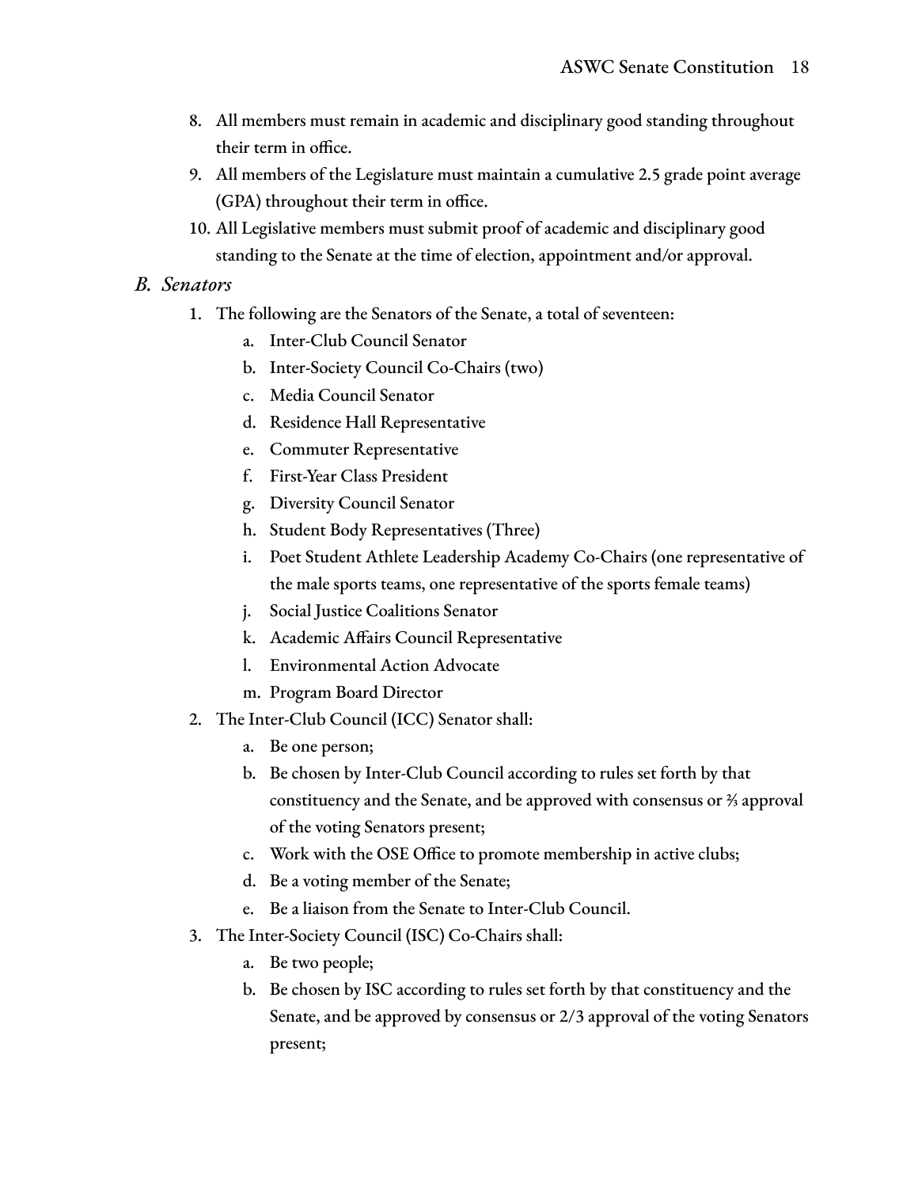8. All members must remain in academic and disciplinary good standing throughout their term in office.
9. All members of the Legislature must maintain a cumulative 2.5 grade point average (GPA) throughout their term in office.
10. All Legislative members must submit proof of academic and disciplinary good standing to the Senate at the time of election, appointment and/or approval.

### *B. Senators*

1. The following are the Senators of the Senate, a total of seventeen:
    a. Inter-Club Council Senator
    b. Inter-Society Council Co-Chairs (two)
    c. Media Council Senator
    d. Residence Hall Representative
    e. Commuter Representative
    f. First-Year Class President
    g. Diversity Council Senator
    h. Student Body Representatives (Three)
    i. Poet Student Athlete Leadership Academy Co-Chairs (one representative of the male sports teams, one representative of the sports female teams)
    j. Social Justice Coalitions Senator
    k. Academic Affairs Council Representative
    l. Environmental Action Advocate
    m. Program Board Director
2. The Inter-Club Council (ICC) Senator shall:
    a. Be one person;
    b. Be chosen by Inter-Club Council according to rules set forth by that constituency and the Senate, and be approved with consensus or ⅔ approval of the voting Senators present;
    c. Work with the OSE Office to promote membership in active clubs;
    d. Be a voting member of the Senate;
    e. Be a liaison from the Senate to Inter-Club Council.
3. The Inter-Society Council (ISC) Co-Chairs shall:
    a. Be two people;
    b. Be chosen by ISC according to rules set forth by that constituency and the Senate, and be approved by consensus or 2/3 approval of the voting Senators present;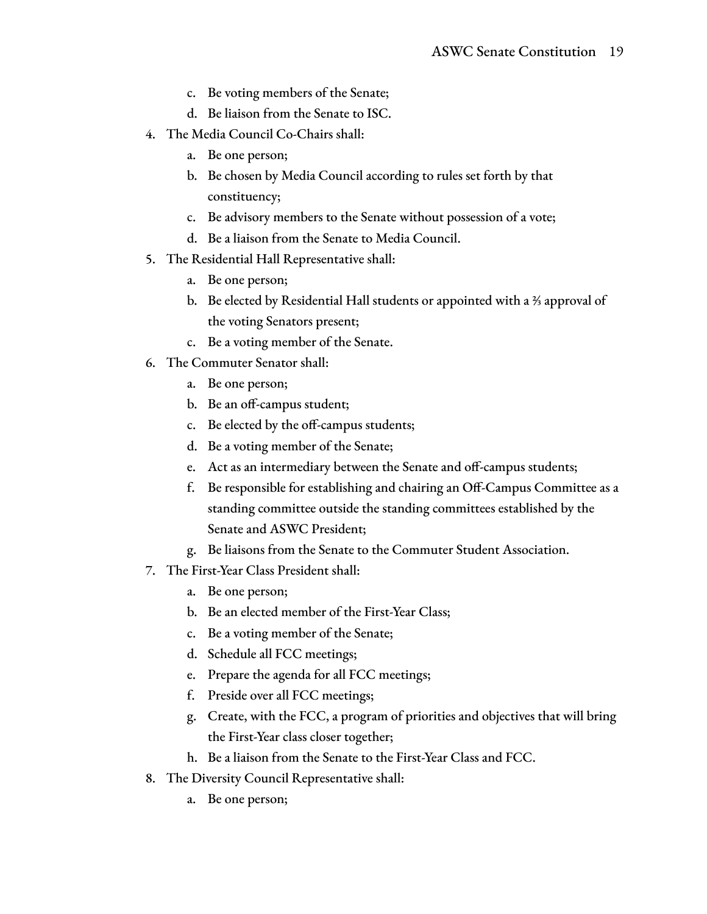c. Be voting members of the Senate;
   d. Be liaison from the Senate to ISC.
4. The Media Council Co-Chairs shall:
   a. Be one person;
   b. Be chosen by Media Council according to rules set forth by that constituency;
   c. Be advisory members to the Senate without possession of a vote;
   d. Be a liaison from the Senate to Media Council.
5. The Residential Hall Representative shall:
   a. Be one person;
   b. Be elected by Residential Hall students or appointed with a ⅔ approval of the voting Senators present;
   c. Be a voting member of the Senate.
6. The Commuter Senator shall:
   a. Be one person;
   b. Be an off-campus student;
   c. Be elected by the off-campus students;
   d. Be a voting member of the Senate;
   e. Act as an intermediary between the Senate and off-campus students;
   f. Be responsible for establishing and chairing an Off-Campus Committee as a standing committee outside the standing committees established by the Senate and ASWC President;
   g. Be liaisons from the Senate to the Commuter Student Association.
7. The First-Year Class President shall:
   a. Be one person;
   b. Be an elected member of the First-Year Class;
   c. Be a voting member of the Senate;
   d. Schedule all FCC meetings;
   e. Prepare the agenda for all FCC meetings;
   f. Preside over all FCC meetings;
   g. Create, with the FCC, a program of priorities and objectives that will bring the First-Year class closer together;
   h. Be a liaison from the Senate to the First-Year Class and FCC.
8. The Diversity Council Representative shall:
   a. Be one person;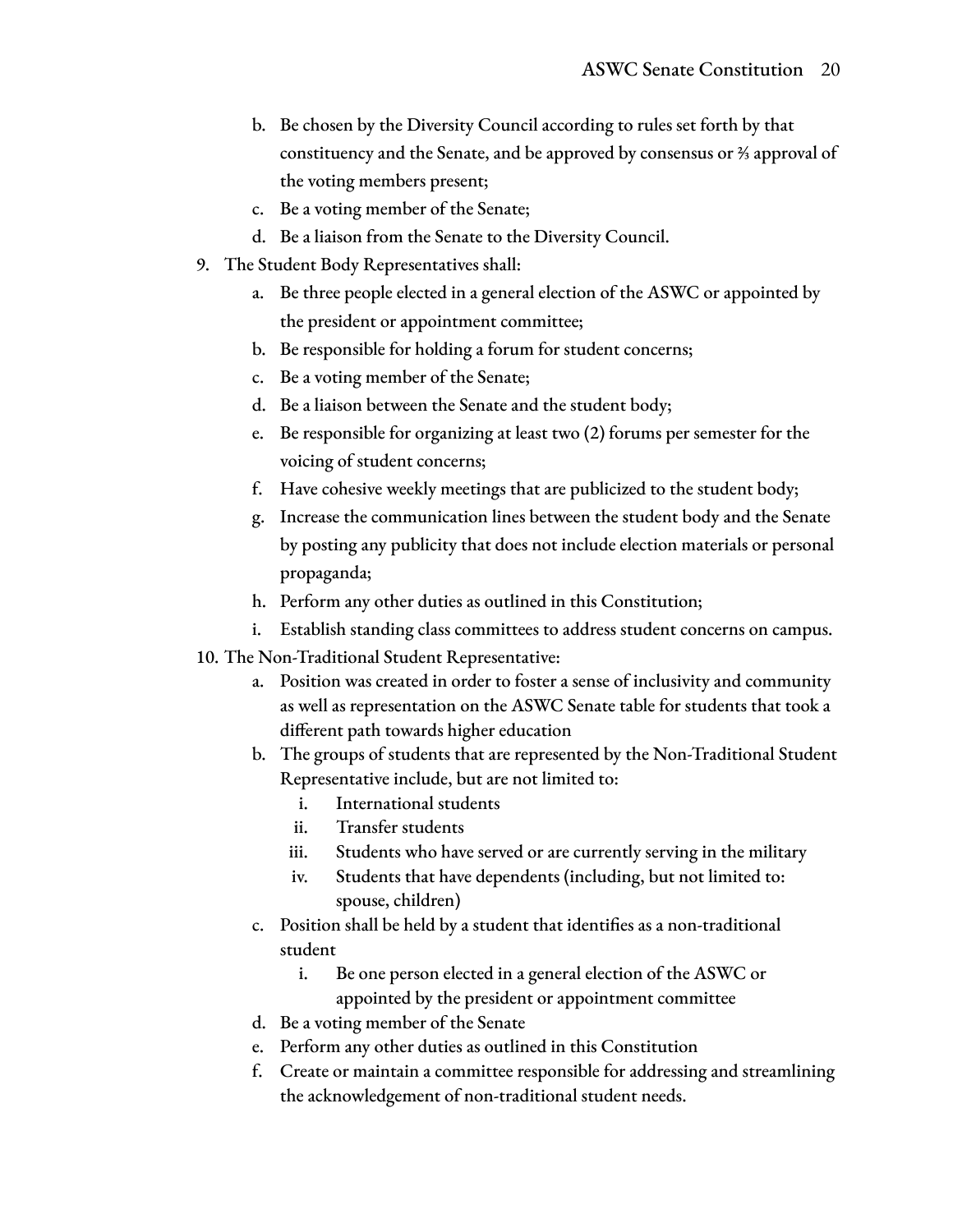b. Be chosen by the Diversity Council according to rules set forth by that constituency and the Senate, and be approved by consensus or ⅔ approval of the voting members present;
   c. Be a voting member of the Senate;
   d. Be a liaison from the Senate to the Diversity Council.

9. The Student Body Representatives shall:
   a. Be three people elected in a general election of the ASWC or appointed by the president or appointment committee;
   b. Be responsible for holding a forum for student concerns;
   c. Be a voting member of the Senate;
   d. Be a liaison between the Senate and the student body;
   e. Be responsible for organizing at least two (2) forums per semester for the voicing of student concerns;
   f. Have cohesive weekly meetings that are publicized to the student body;
   g. Increase the communication lines between the student body and the Senate by posting any publicity that does not include election materials or personal propaganda;
   h. Perform any other duties as outlined in this Constitution;
   i. Establish standing class committees to address student concerns on campus.

10. The Non-Traditional Student Representative:
    a. Position was created in order to foster a sense of inclusivity and community as well as representation on the ASWC Senate table for students that took a different path towards higher education
    b. The groups of students that are represented by the Non-Traditional Student Representative include, but are not limited to:
       i. International students
       ii. Transfer students
       iii. Students who have served or are currently serving in the military
       iv. Students that have dependents (including, but not limited to: spouse, children)
    c. Position shall be held by a student that identifies as a non-traditional student
       i. Be one person elected in a general election of the ASWC or appointed by the president or appointment committee
    d. Be a voting member of the Senate
    e. Perform any other duties as outlined in this Constitution
    f. Create or maintain a committee responsible for addressing and streamlining the acknowledgement of non-traditional student needs.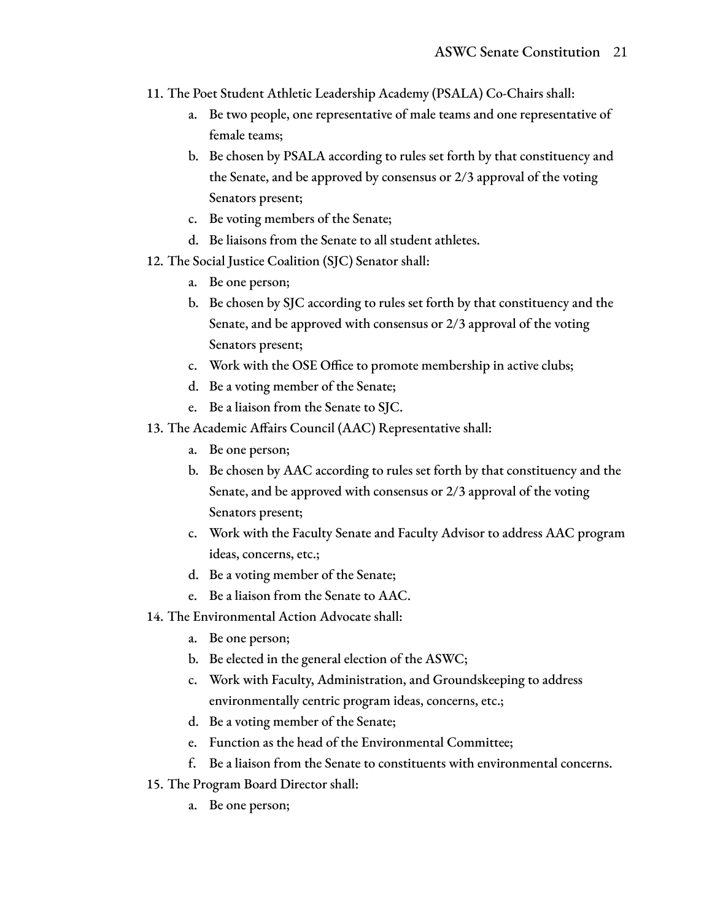11. The Poet Student Athletic Leadership Academy (PSALA) Co-Chairs shall:
    a. Be two people, one representative of male teams and one representative of female teams;
    b. Be chosen by PSALA according to rules set forth by that constituency and the Senate, and be approved by consensus or 2/3 approval of the voting Senators present;
    c. Be voting members of the Senate;
    d. Be liaisons from the Senate to all student athletes.
12. The Social Justice Coalition (SJC) Senator shall:
    a. Be one person;
    b. Be chosen by SJC according to rules set forth by that constituency and the Senate, and be approved with consensus or 2/3 approval of the voting Senators present;
    c. Work with the OSE Office to promote membership in active clubs;
    d. Be a voting member of the Senate;
    e. Be a liaison from the Senate to SJC.
13. The Academic Affairs Council (AAC) Representative shall:
    a. Be one person;
    b. Be chosen by AAC according to rules set forth by that constituency and the Senate, and be approved with consensus or 2/3 approval of the voting Senators present;
    c. Work with the Faculty Senate and Faculty Advisor to address AAC program ideas, concerns, etc.;
    d. Be a voting member of the Senate;
    e. Be a liaison from the Senate to AAC.
14. The Environmental Action Advocate shall:
    a. Be one person;
    b. Be elected in the general election of the ASWC;
    c. Work with Faculty, Administration, and Groundskeeping to address environmentally centric program ideas, concerns, etc.;
    d. Be a voting member of the Senate;
    e. Function as the head of the Environmental Committee;
    f. Be a liaison from the Senate to constituents with environmental concerns.
15. The Program Board Director shall:
    a. Be one person;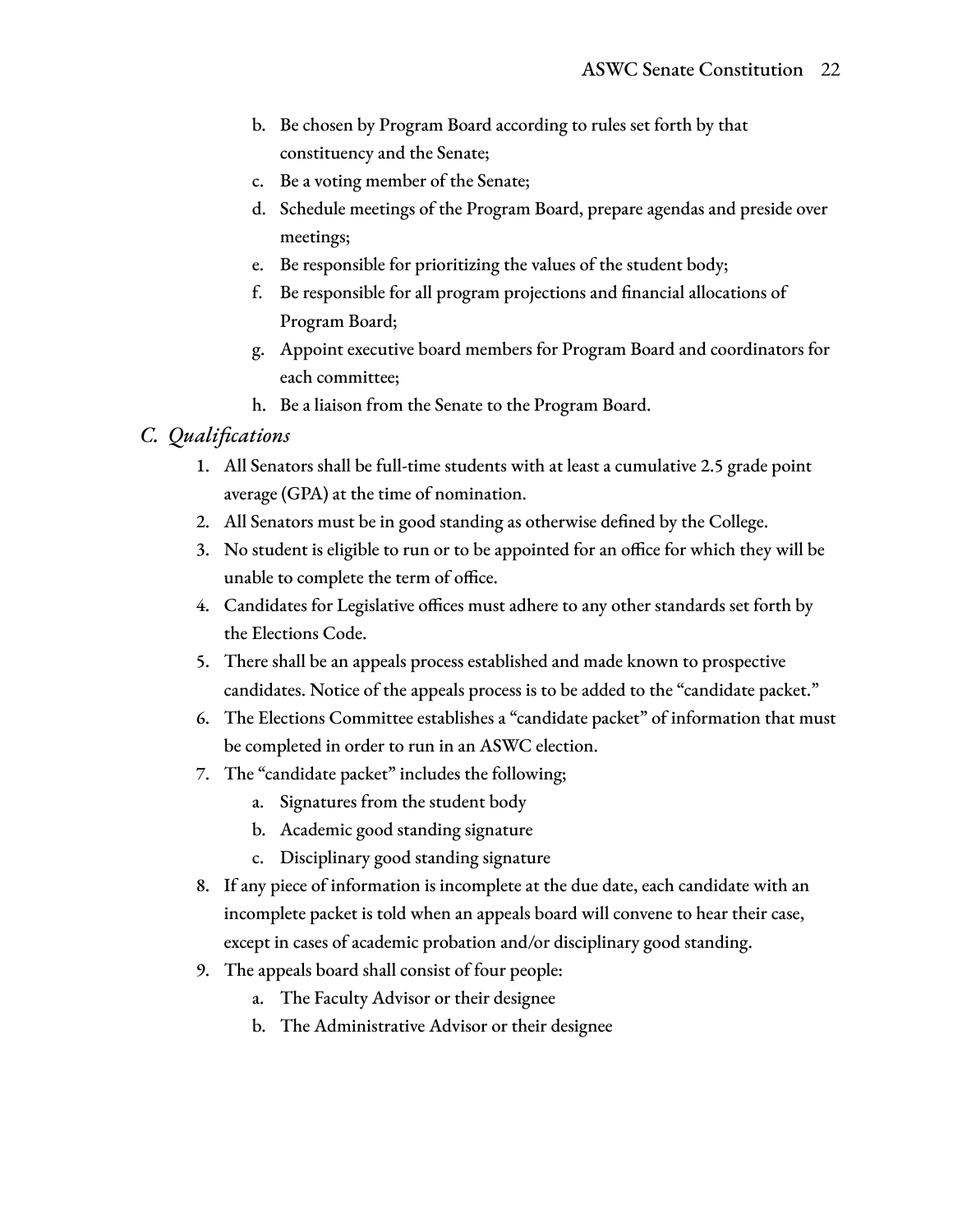b. Be chosen by Program Board according to rules set forth by that constituency and the Senate;
c. Be a voting member of the Senate;
d. Schedule meetings of the Program Board, prepare agendas and preside over meetings;
e. Be responsible for prioritizing the values of the student body;
f. Be responsible for all program projections and financial allocations of Program Board;
g. Appoint executive board members for Program Board and coordinators for each committee;
h. Be a liaison from the Senate to the Program Board.

### *C. Qualifications*

1. All Senators shall be full-time students with at least a cumulative 2.5 grade point average (GPA) at the time of nomination.
2. All Senators must be in good standing as otherwise defined by the College.
3. No student is eligible to run or to be appointed for an office for which they will be unable to complete the term of office.
4. Candidates for Legislative offices must adhere to any other standards set forth by the Elections Code.
5. There shall be an appeals process established and made known to prospective candidates. Notice of the appeals process is to be added to the "candidate packet."
6. The Elections Committee establishes a "candidate packet" of information that must be completed in order to run in an ASWC election.
7. The "candidate packet" includes the following;
   a. Signatures from the student body
   b. Academic good standing signature
   c. Disciplinary good standing signature
8. If any piece of information is incomplete at the due date, each candidate with an incomplete packet is told when an appeals board will convene to hear their case, except in cases of academic probation and/or disciplinary good standing.
9. The appeals board shall consist of four people:
   a. The Faculty Advisor or their designee
   b. The Administrative Advisor or their designee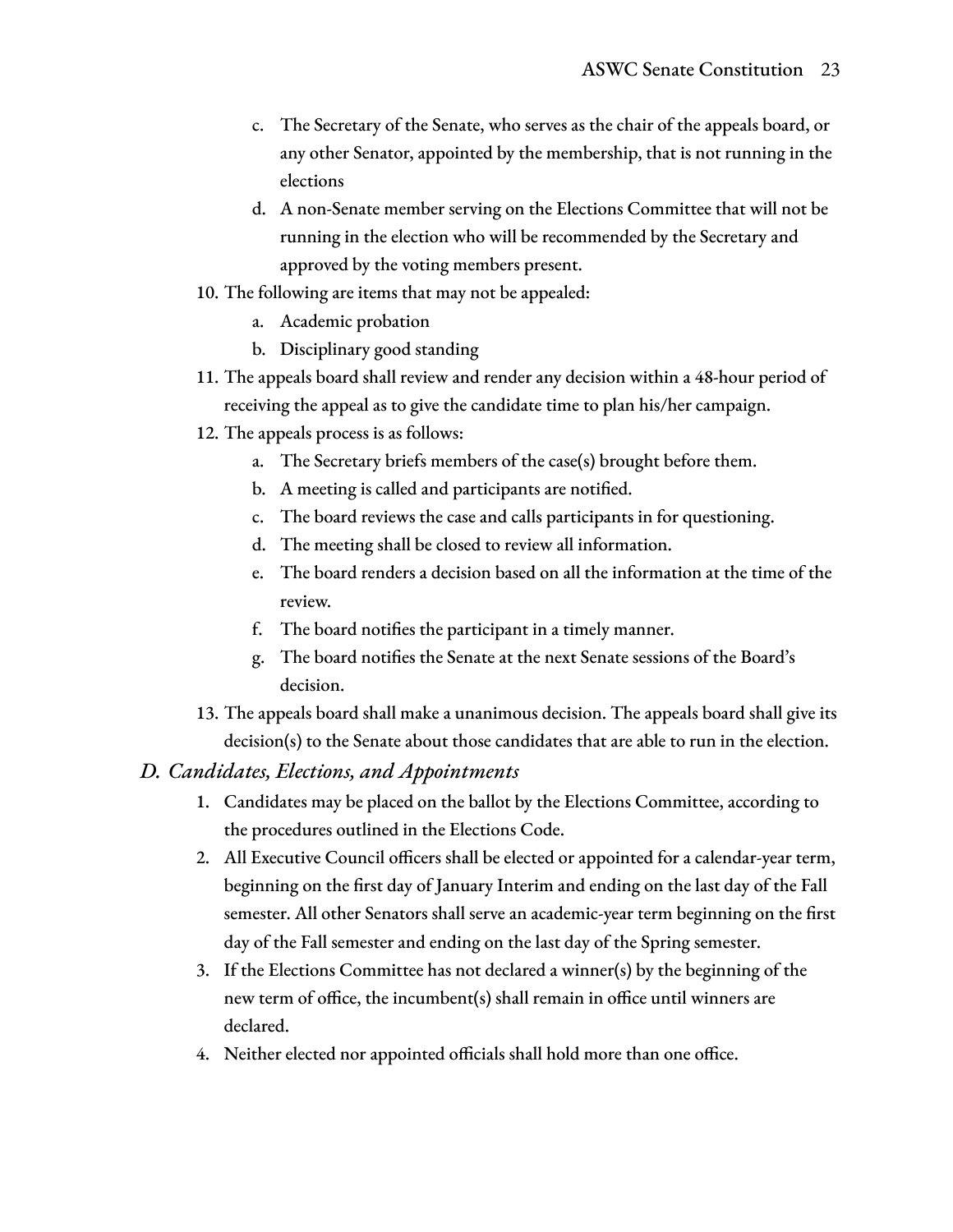c. The Secretary of the Senate, who serves as the chair of the appeals board, or any other Senator, appointed by the membership, that is not running in the elections
d. A non-Senate member serving on the Elections Committee that will not be running in the election who will be recommended by the Secretary and approved by the voting members present.

10. The following are items that may not be appealed:
    a. Academic probation
    b. Disciplinary good standing
11. The appeals board shall review and render any decision within a 48-hour period of receiving the appeal as to give the candidate time to plan his/her campaign.
12. The appeals process is as follows:
    a. The Secretary briefs members of the case(s) brought before them.
    b. A meeting is called and participants are notified.
    c. The board reviews the case and calls participants in for questioning.
    d. The meeting shall be closed to review all information.
    e. The board renders a decision based on all the information at the time of the review.
    f. The board notifies the participant in a timely manner.
    g. The board notifies the Senate at the next Senate sessions of the Board's decision.
13. The appeals board shall make a unanimous decision. The appeals board shall give its decision(s) to the Senate about those candidates that are able to run in the election.

### *D. Candidates, Elections, and Appointments*

1. Candidates may be placed on the ballot by the Elections Committee, according to the procedures outlined in the Elections Code.
2. All Executive Council officers shall be elected or appointed for a calendar-year term, beginning on the first day of January Interim and ending on the last day of the Fall semester. All other Senators shall serve an academic-year term beginning on the first day of the Fall semester and ending on the last day of the Spring semester.
3. If the Elections Committee has not declared a winner(s) by the beginning of the new term of office, the incumbent(s) shall remain in office until winners are declared.
4. Neither elected nor appointed officials shall hold more than one office.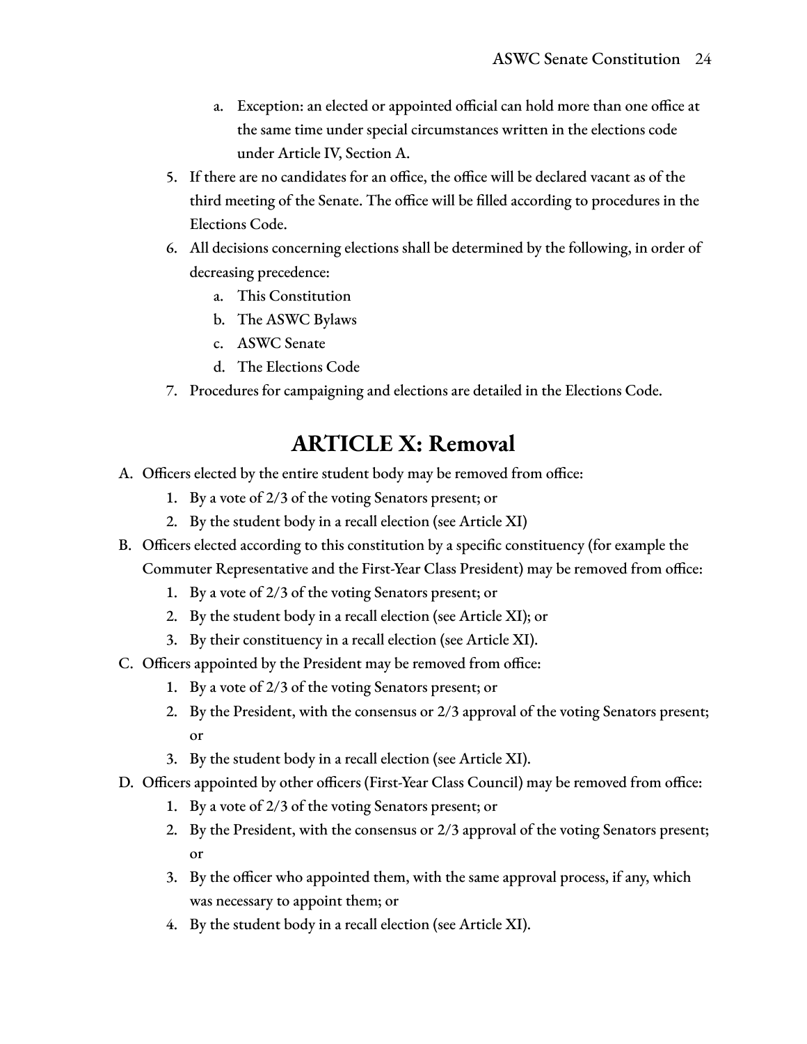a. Exception: an elected or appointed official can hold more than one office at the same time under special circumstances written in the elections code under Article IV, Section A.

5. If there are no candidates for an office, the office will be declared vacant as of the third meeting of the Senate. The office will be filled according to procedures in the Elections Code.
6. All decisions concerning elections shall be determined by the following, in order of decreasing precedence:
   a. This Constitution
   b. The ASWC Bylaws
   c. ASWC Senate
   d. The Elections Code
7. Procedures for campaigning and elections are detailed in the Elections Code.

## ARTICLE X: Removal

A. Officers elected by the entire student body may be removed from office:
   1. By a vote of 2/3 of the voting Senators present; or
   2. By the student body in a recall election (see Article XI)

B. Officers elected according to this constitution by a specific constituency (for example the Commuter Representative and the First-Year Class President) may be removed from office:
   1. By a vote of 2/3 of the voting Senators present; or
   2. By the student body in a recall election (see Article XI); or
   3. By their constituency in a recall election (see Article XI).

C. Officers appointed by the President may be removed from office:
   1. By a vote of 2/3 of the voting Senators present; or
   2. By the President, with the consensus or 2/3 approval of the voting Senators present; or
   3. By the student body in a recall election (see Article XI).

D. Officers appointed by other officers (First-Year Class Council) may be removed from office:
   1. By a vote of 2/3 of the voting Senators present; or
   2. By the President, with the consensus or 2/3 approval of the voting Senators present; or
   3. By the officer who appointed them, with the same approval process, if any, which was necessary to appoint them; or
   4. By the student body in a recall election (see Article XI).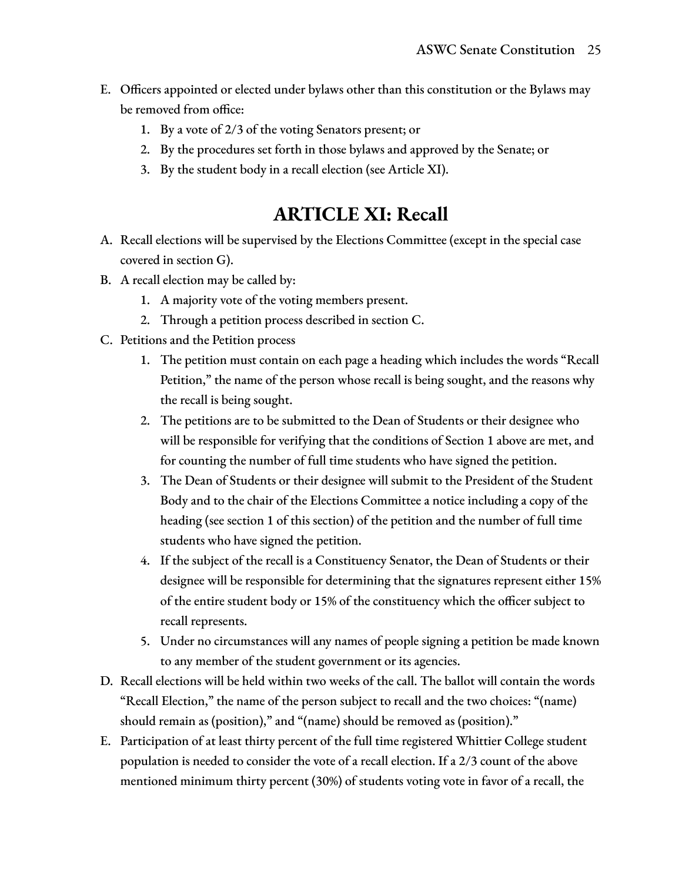E. Officers appointed or elected under bylaws other than this constitution or the Bylaws may be removed from office:
    1. By a vote of 2/3 of the voting Senators present; or
    2. By the procedures set forth in those bylaws and approved by the Senate; or
    3. By the student body in a recall election (see Article XI).

# ARTICLE XI: Recall

A. Recall elections will be supervised by the Elections Committee (except in the special case covered in section G).
B. A recall election may be called by:
    1. A majority vote of the voting members present.
    2. Through a petition process described in section C.
C. Petitions and the Petition process
    1. The petition must contain on each page a heading which includes the words "Recall Petition," the name of the person whose recall is being sought, and the reasons why the recall is being sought.
    2. The petitions are to be submitted to the Dean of Students or their designee who will be responsible for verifying that the conditions of Section 1 above are met, and for counting the number of full time students who have signed the petition.
    3. The Dean of Students or their designee will submit to the President of the Student Body and to the chair of the Elections Committee a notice including a copy of the heading (see section 1 of this section) of the petition and the number of full time students who have signed the petition.
    4. If the subject of the recall is a Constituency Senator, the Dean of Students or their designee will be responsible for determining that the signatures represent either 15% of the entire student body or 15% of the constituency which the officer subject to recall represents.
    5. Under no circumstances will any names of people signing a petition be made known to any member of the student government or its agencies.
D. Recall elections will be held within two weeks of the call. The ballot will contain the words "Recall Election," the name of the person subject to recall and the two choices: "(name) should remain as (position)," and "(name) should be removed as (position)."
E. Participation of at least thirty percent of the full time registered Whittier College student population is needed to consider the vote of a recall election. If a 2/3 count of the above mentioned minimum thirty percent (30%) of students voting vote in favor of a recall, the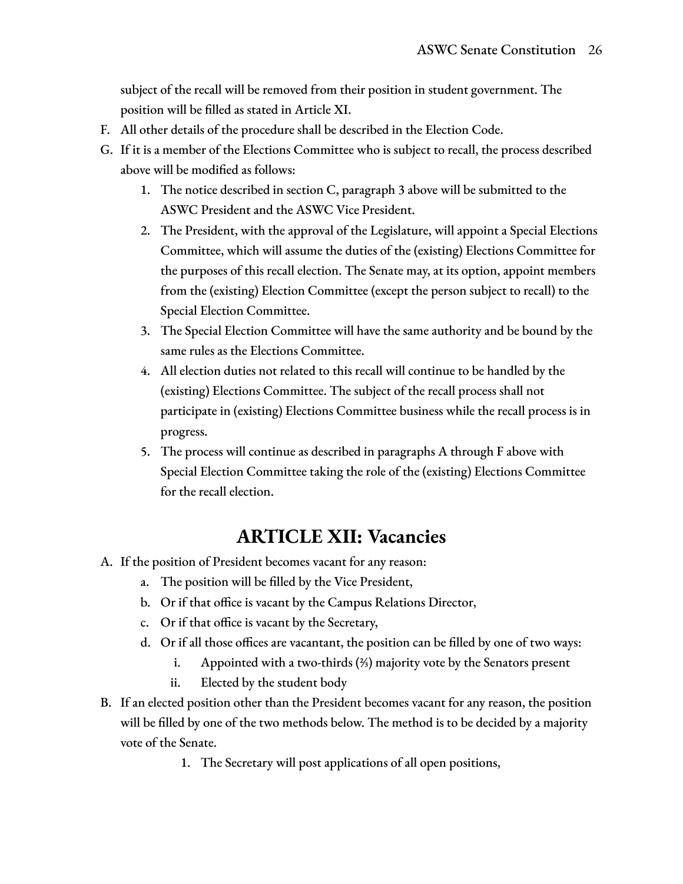subject of the recall will be removed from their position in student government. The position will be filled as stated in Article XI.

F. All other details of the procedure shall be described in the Election Code.
G. If it is a member of the Elections Committee who is subject to recall, the process described above will be modified as follows:
    1. The notice described in section C, paragraph 3 above will be submitted to the ASWC President and the ASWC Vice President.
    2. The President, with the approval of the Legislature, will appoint a Special Elections Committee, which will assume the duties of the (existing) Elections Committee for the purposes of this recall election. The Senate may, at its option, appoint members from the (existing) Election Committee (except the person subject to recall) to the Special Election Committee.
    3. The Special Election Committee will have the same authority and be bound by the same rules as the Elections Committee.
    4. All election duties not related to this recall will continue to be handled by the (existing) Elections Committee. The subject of the recall process shall not participate in (existing) Elections Committee business while the recall process is in progress.
    5. The process will continue as described in paragraphs A through F above with Special Election Committee taking the role of the (existing) Elections Committee for the recall election.

## ARTICLE XII: Vacancies

A. If the position of President becomes vacant for any reason:
    a. The position will be filled by the Vice President,
    b. Or if that office is vacant by the Campus Relations Director,
    c. Or if that office is vacant by the Secretary,
    d. Or if all those offices are vacantant, the position can be filled by one of two ways:
        i. Appointed with a two-thirds (⅔) majority vote by the Senators present
        ii. Elected by the student body
B. If an elected position other than the President becomes vacant for any reason, the position will be filled by one of the two methods below. The method is to be decided by a majority vote of the Senate.
    1. The Secretary will post applications of all open positions,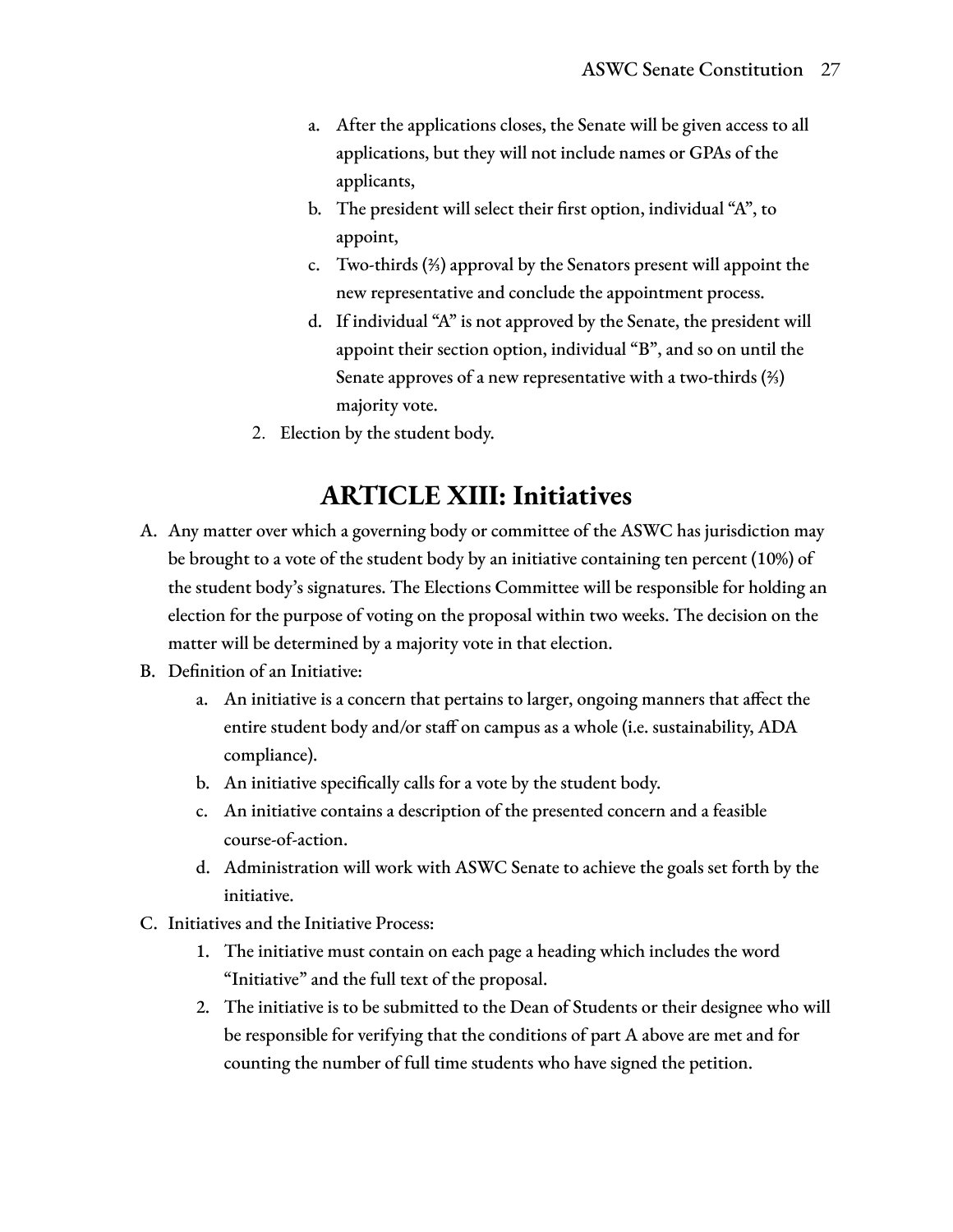a. After the applications closes, the Senate will be given access to all applications, but they will not include names or GPAs of the applicants,
   b. The president will select their first option, individual "A", to appoint,
   c. Two-thirds (⅔) approval by the Senators present will appoint the new representative and conclude the appointment process.
   d. If individual "A" is not approved by the Senate, the president will appoint their section option, individual "B", and so on until the Senate approves of a new representative with a two-thirds (⅔) majority vote.
2. Election by the student body.

## ARTICLE XIII: Initiatives

A. Any matter over which a governing body or committee of the ASWC has jurisdiction may be brought to a vote of the student body by an initiative containing ten percent (10%) of the student body's signatures. The Elections Committee will be responsible for holding an election for the purpose of voting on the proposal within two weeks. The decision on the matter will be determined by a majority vote in that election.

B. Definition of an Initiative:
   a. An initiative is a concern that pertains to larger, ongoing manners that affect the entire student body and/or staff on campus as a whole (i.e. sustainability, ADA compliance).
   b. An initiative specifically calls for a vote by the student body.
   c. An initiative contains a description of the presented concern and a feasible course-of-action.
   d. Administration will work with ASWC Senate to achieve the goals set forth by the initiative.

C. Initiatives and the Initiative Process:
   1. The initiative must contain on each page a heading which includes the word "Initiative" and the full text of the proposal.
   2. The initiative is to be submitted to the Dean of Students or their designee who will be responsible for verifying that the conditions of part A above are met and for counting the number of full time students who have signed the petition.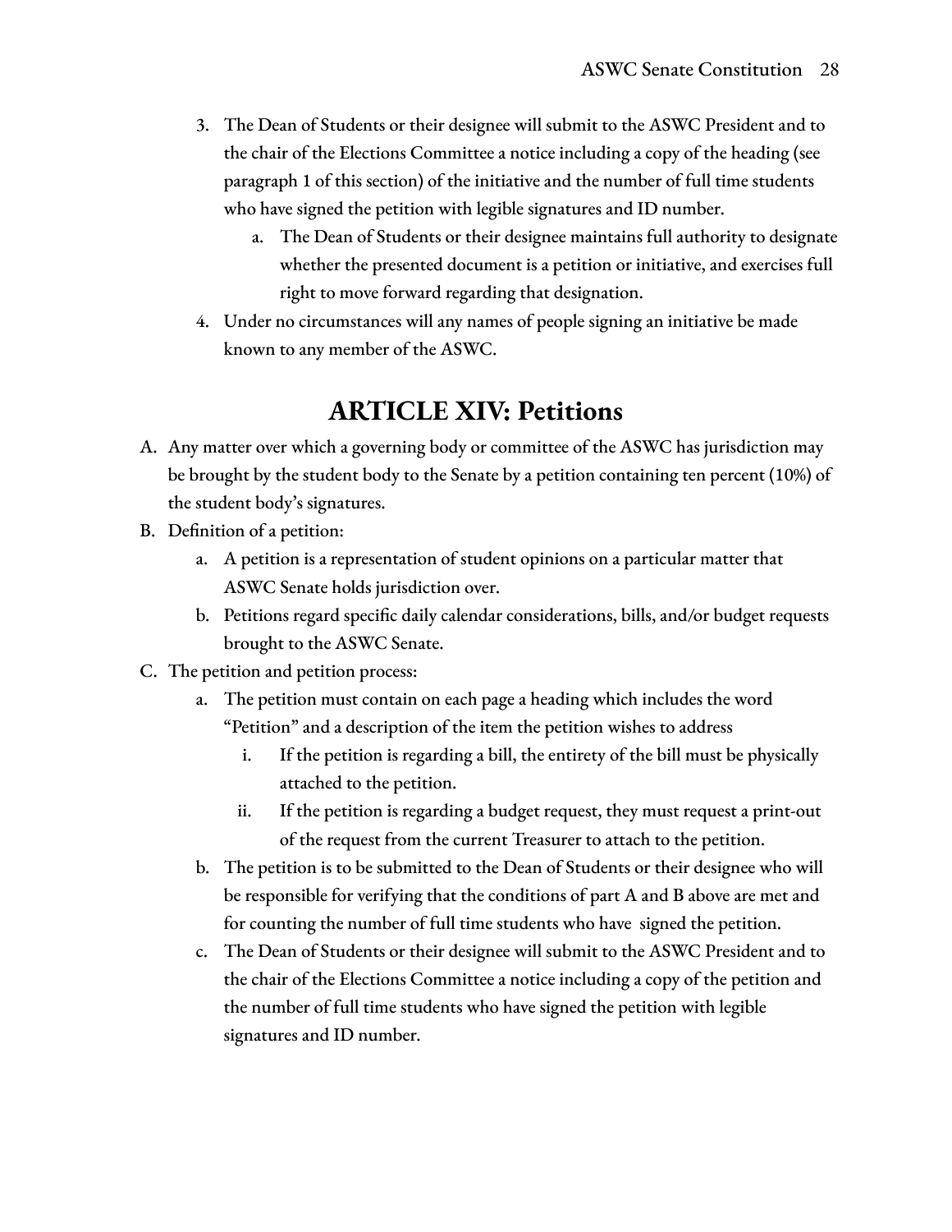3. The Dean of Students or their designee will submit to the ASWC President and to the chair of the Elections Committee a notice including a copy of the heading (see paragraph 1 of this section) of the initiative and the number of full time students who have signed the petition with legible signatures and ID number.
    a. The Dean of Students or their designee maintains full authority to designate whether the presented document is a petition or initiative, and exercises full right to move forward regarding that designation.
4. Under no circumstances will any names of people signing an initiative be made known to any member of the ASWC.

## ARTICLE XIV: Petitions

A. Any matter over which a governing body or committee of the ASWC has jurisdiction may be brought by the student body to the Senate by a petition containing ten percent (10%) of the student body's signatures.

B. Definition of a petition:
    a. A petition is a representation of student opinions on a particular matter that ASWC Senate holds jurisdiction over.
    b. Petitions regard specific daily calendar considerations, bills, and/or budget requests brought to the ASWC Senate.

C. The petition and petition process:
    a. The petition must contain on each page a heading which includes the word "Petition" and a description of the item the petition wishes to address
        i. If the petition is regarding a bill, the entirety of the bill must be physically attached to the petition.
        ii. If the petition is regarding a budget request, they must request a print-out of the request from the current Treasurer to attach to the petition.
    b. The petition is to be submitted to the Dean of Students or their designee who will be responsible for verifying that the conditions of part A and B above are met and for counting the number of full time students who have signed the petition.
    c. The Dean of Students or their designee will submit to the ASWC President and to the chair of the Elections Committee a notice including a copy of the petition and the number of full time students who have signed the petition with legible signatures and ID number.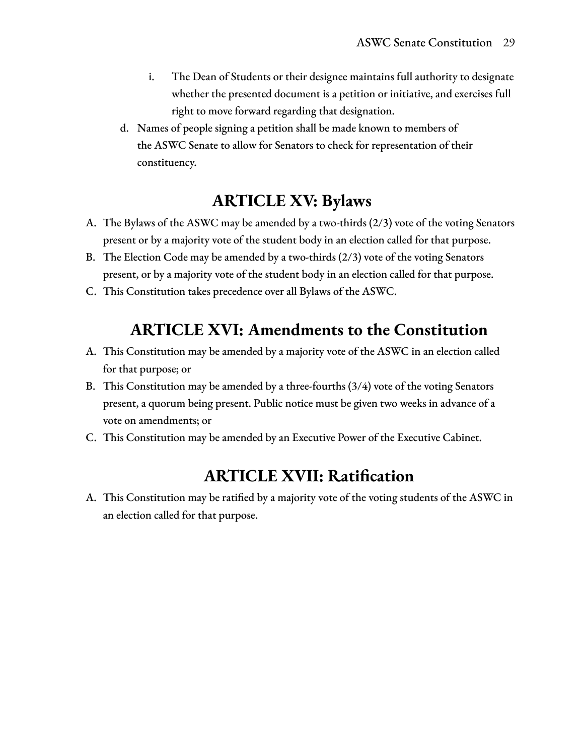i. The Dean of Students or their designee maintains full authority to designate whether the presented document is a petition or initiative, and exercises full right to move forward regarding that designation.

d. Names of people signing a petition shall be made known to members of the ASWC Senate to allow for Senators to check for representation of their constituency.

## ARTICLE XV: Bylaws

A. The Bylaws of the ASWC may be amended by a two-thirds (2/3) vote of the voting Senators present or by a majority vote of the student body in an election called for that purpose.
B. The Election Code may be amended by a two-thirds (2/3) vote of the voting Senators present, or by a majority vote of the student body in an election called for that purpose.
C. This Constitution takes precedence over all Bylaws of the ASWC.

## ARTICLE XVI: Amendments to the Constitution

A. This Constitution may be amended by a majority vote of the ASWC in an election called for that purpose; or
B. This Constitution may be amended by a three-fourths (3/4) vote of the voting Senators present, a quorum being present. Public notice must be given two weeks in advance of a vote on amendments; or
C. This Constitution may be amended by an Executive Power of the Executive Cabinet.

## ARTICLE XVII: Ratification

A. This Constitution may be ratified by a majority vote of the voting students of the ASWC in an election called for that purpose.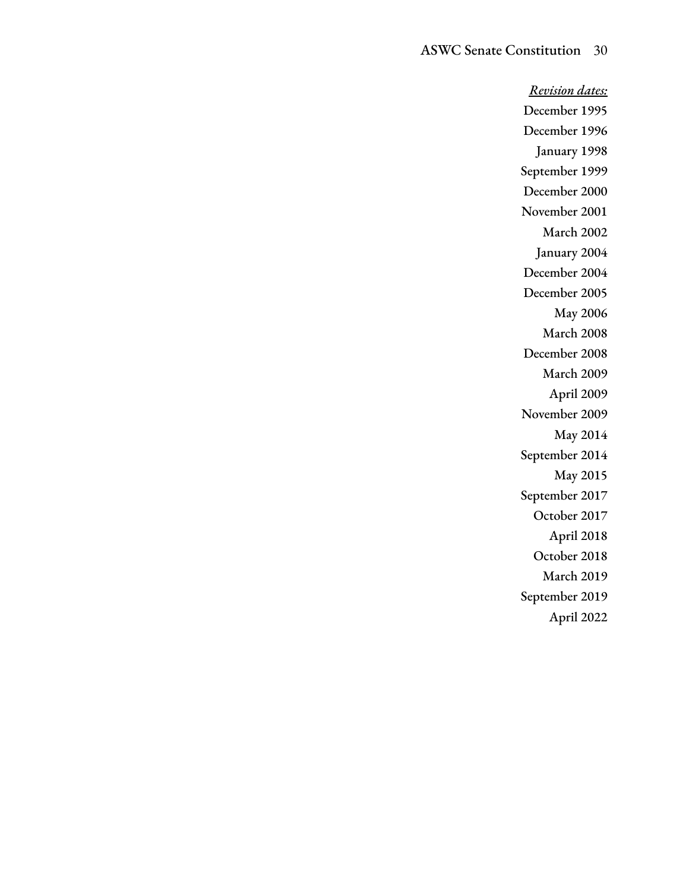*__Revision dates:__*

December 1995

December 1996

January 1998

September 1999

December 2000

November 2001

March 2002

January 2004

December 2004

December 2005

May 2006

March 2008

December 2008

March 2009

April 2009

November 2009

May 2014

September 2014

May 2015

September 2017

October 2017

April 2018

October 2018

March 2019

September 2019

April 2022